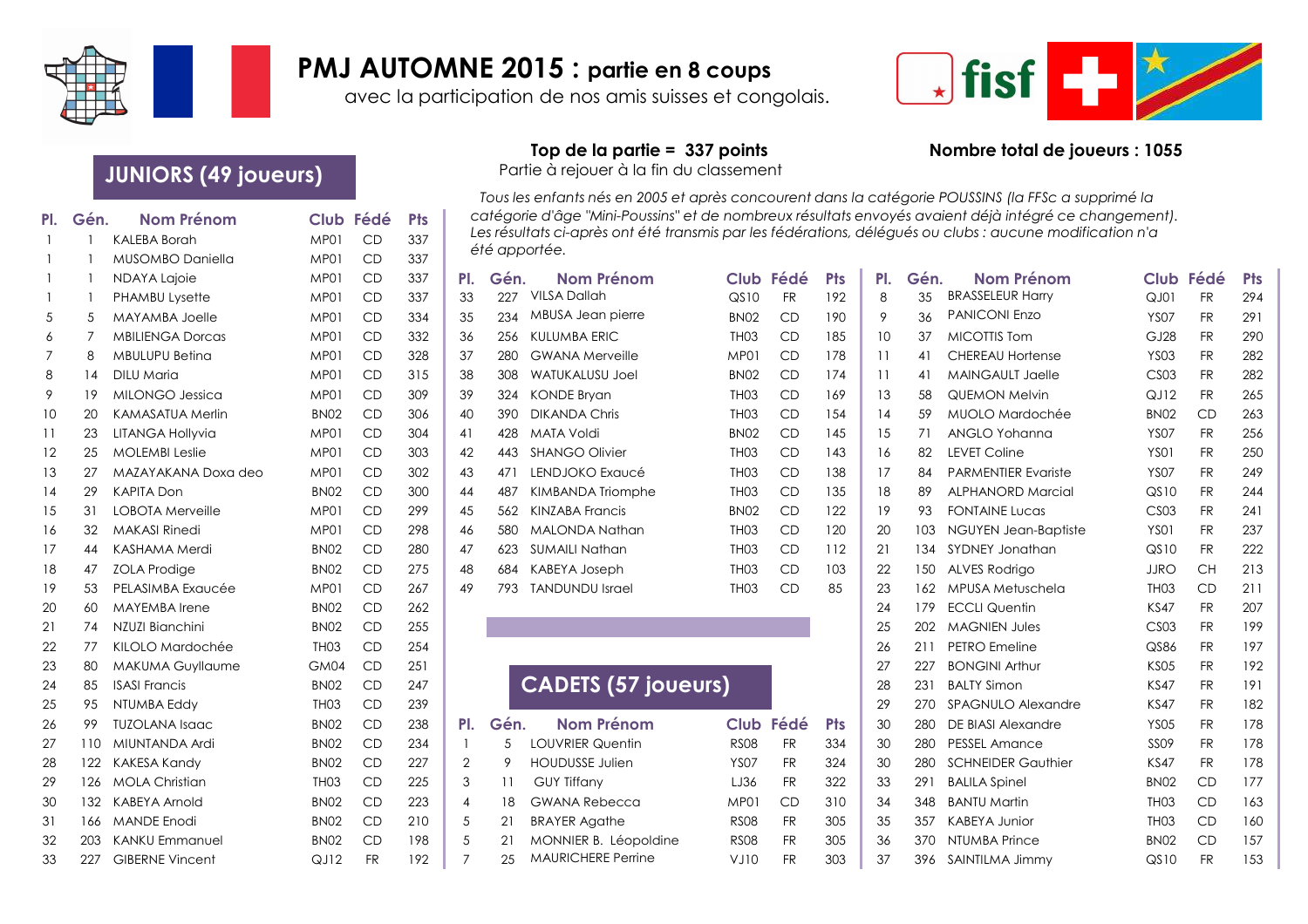# PMJ AUTOMNE 2015 : partie en 8 coups

avec la participation de nos amis suisses et congolais.

**Top de la partie = 337 points**

Partie à rejouer à la fin du classement

**Nombre total de joueurs : 1055**

*Tous les enfants nés en 2005 et après concourent dans la catégorie POUSSINS (la FFSc a supprimé la catégorie d'âge "Mini-Poussins" et de nombreux résultats envoyés avaient déjà intégré ce changement). Les résultats ci-après ont été transmis par les fédérations, délégués ou clubs : aucune modification n'a été apportée.*

## JUNIORS (49 joueurs)

| Pl. | Gén. | Nom Prénom | Club | Fédé | Pts |
|---|---|---|---|---|---|
| 1 | 1 | KALEBA Borah | MP01 | CD | 337 |
| 1 | 1 | MUSOMBO Daniella | MP01 | CD | 337 |
| 1 | 1 | NDAYA Lajoie | MP01 | CD | 337 |
| 1 | 1 | PHAMBU Lysette | MP01 | CD | 337 |
| 5 | 5 | MAYAMBA Joelle | MP01 | CD | 334 |
| 6 | 7 | MBILIENGA Dorcas | MP01 | CD | 332 |
| 7 | 8 | MBULUPU Betina | MP01 | CD | 328 |
| 8 | 14 | DILU Maria | MP01 | CD | 315 |
| 9 | 19 | MILONGO Jessica | MP01 | CD | 309 |
| 10 | 20 | KAMASATUA Merlin | BN02 | CD | 306 |
| 11 | 23 | LITANGA Hollyvia | MP01 | CD | 304 |
| 12 | 25 | MOLEMBI Leslie | MP01 | CD | 303 |
| 13 | 27 | MAZAYAKANA Doxa deo | MP01 | CD | 302 |
| 14 | 29 | KAPITA Don | BN02 | CD | 300 |
| 15 | 31 | LOBOTA Merveille | MP01 | CD | 299 |
| 16 | 32 | MAKASI Rinedi | MP01 | CD | 298 |
| 17 | 44 | KASHAMA Merdi | BN02 | CD | 280 |
| 18 | 47 | ZOLA Prodige | BN02 | CD | 275 |
| 19 | 53 | PELASIMBA Exaucée | MP01 | CD | 267 |
| 20 | 60 | MAYEMBA Irene | BN02 | CD | 262 |
| 21 | 74 | NZUZI Bianchini | BN02 | CD | 255 |
| 22 | 77 | KILOLO Mardochée | TH03 | CD | 254 |
| 23 | 80 | MAKUMA Guyllaume | GM04 | CD | 251 |
| 24 | 85 | ISASI Francis | BN02 | CD | 247 |
| 25 | 95 | NTUMBA Eddy | TH03 | CD | 239 |
| 26 | 99 | TUZOLANA Isaac | BN02 | CD | 238 |
| 27 | 110 | MIUNTANDA Ardi | BN02 | CD | 234 |
| 28 | 122 | KAKESA Kandy | BN02 | CD | 227 |
| 29 | 126 | MOLA Christian | TH03 | CD | 225 |
| 30 | 132 | KABEYA Arnold | BN02 | CD | 223 |
| 31 | 166 | MANDE Enodi | BN02 | CD | 210 |
| 32 | 203 | KANKU Emmanuel | BN02 | CD | 198 |
| 33 | 227 | GIBERNE Vincent | QJ12 | FR | 192 |
| 33 | 227 | VILSA Dallah | QS10 | FR | 192 |
| 35 | 234 | MBUSA Jean pierre | BN02 | CD | 190 |
| 36 | 256 | KULUMBA ERIC | TH03 | CD | 185 |
| 37 | 280 | GWANA Merveille | MP01 | CD | 178 |
| 38 | 308 | WATUKALUSU Joel | BN02 | CD | 174 |
| 39 | 324 | KONDE Bryan | TH03 | CD | 169 |
| 40 | 390 | DIKANDA Chris | TH03 | CD | 154 |
| 41 | 428 | MATA Voldi | BN02 | CD | 145 |
| 42 | 443 | SHANGO Olivier | TH03 | CD | 143 |
| 43 | 471 | LENDJOKO Exaucé | TH03 | CD | 138 |
| 44 | 487 | KIMBANDA Triomphe | TH03 | CD | 135 |
| 45 | 562 | KINZABA Francis | BN02 | CD | 122 |
| 46 | 580 | MALONDA Nathan | TH03 | CD | 120 |
| 47 | 623 | SUMAILI Nathan | TH03 | CD | 112 |
| 48 | 684 | KABEYA Joseph | TH03 | CD | 103 |
| 49 | 793 | TANDUNDU Israel | TH03 | CD | 85 |

## CADETS (57 joueurs)

| Pl. | Gén. | Nom Prénom | Club | Fédé | Pts |
|---|---|---|---|---|---|
| 1 | 5 | LOUVRIER Quentin | RS08 | FR | 334 |
| 2 | 9 | HOUDUSSE Julien | YS07 | FR | 324 |
| 3 | 11 | GUY Tiffany | LJ36 | FR | 322 |
| 4 | 18 | GWANA Rebecca | MP01 | CD | 310 |
| 5 | 21 | BRAYER Agathe | RS08 | FR | 305 |
| 5 | 21 | MONNIER B. Léopoldine | RS08 | FR | 305 |
| 7 | 25 | MAURICHERE Perrine | VJ10 | FR | 303 |
| 8 | 35 | BRASSELEUR Harry | QJ01 | FR | 294 |
| 9 | 36 | PANICONI Enzo | YS07 | FR | 291 |
| 10 | 37 | MICOTTIS Tom | GJ28 | FR | 290 |
| 11 | 41 | CHEREAU Hortense | YS03 | FR | 282 |
| 11 | 41 | MAINGAULT Jaelle | CS03 | FR | 282 |
| 13 | 58 | QUEMON Melvin | QJ12 | FR | 265 |
| 14 | 59 | MUOLO Mardochée | BN02 | CD | 263 |
| 15 | 71 | ANGLO Yohanna | YS07 | FR | 256 |
| 16 | 82 | LEVET Coline | YS01 | FR | 250 |
| 17 | 84 | PARMENTIER Evariste | YS07 | FR | 249 |
| 18 | 89 | ALPHANORD Marcial | QS10 | FR | 244 |
| 19 | 93 | FONTAINE Lucas | CS03 | FR | 241 |
| 20 | 103 | NGUYEN Jean-Baptiste | YS01 | FR | 237 |
| 21 | 134 | SYDNEY Jonathan | QS10 | FR | 222 |
| 22 | 150 | ALVES Rodrigo | JJRO | CH | 213 |
| 23 | 162 | MPUSA Metuschela | TH03 | CD | 211 |
| 24 | 179 | ECCLI Quentin | KS47 | FR | 207 |
| 25 | 202 | MAGNIEN Jules | CS03 | FR | 199 |
| 26 | 211 | PETRO Emeline | QS86 | FR | 197 |
| 27 | 227 | BONGINI Arthur | KS05 | FR | 192 |
| 28 | 231 | BALTY Simon | KS47 | FR | 191 |
| 29 | 270 | SPAGNULO Alexandre | KS47 | FR | 182 |
| 30 | 280 | DE BIASI Alexandre | YS05 | FR | 178 |
| 30 | 280 | PESSEL Amance | SS09 | FR | 178 |
| 30 | 280 | SCHNEIDER Gauthier | KS47 | FR | 178 |
| 33 | 291 | BALILA Spinel | BN02 | CD | 177 |
| 34 | 348 | BANTU Martin | TH03 | CD | 163 |
| 35 | 357 | KABEYA Junior | TH03 | CD | 160 |
| 36 | 370 | NTUMBA Prince | BN02 | CD | 157 |
| 37 | 396 | SAINTILMA Jimmy | QS10 | FR | 153 |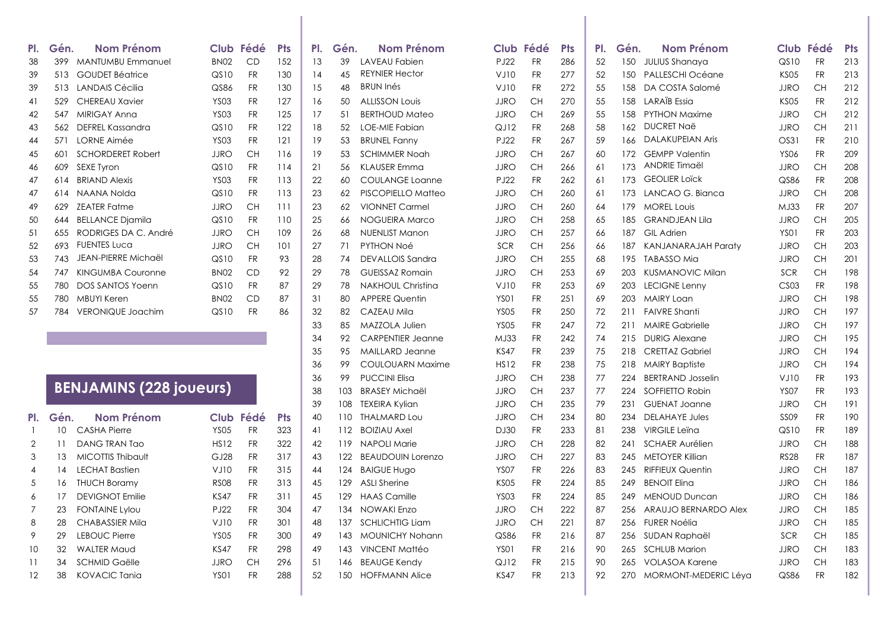| Pl. | Gén. | Nom Prénom | Club | Fédé | Pts |
|---|---|---|---|---|---|
| 38 | 399 | MANTUMBU Emmanuel | BN02 | CD | 152 |
| 39 | 513 | GOUDET Béatrice | QS10 | FR | 130 |
| 39 | 513 | LANDAIS Cécilia | QS86 | FR | 130 |
| 41 | 529 | CHEREAU Xavier | YS03 | FR | 127 |
| 42 | 547 | MIRIGAY Anna | YS03 | FR | 125 |
| 43 | 562 | DEFREL Kassandra | QS10 | FR | 122 |
| 44 | 571 | LORNE Aimée | YS03 | FR | 121 |
| 45 | 601 | SCHORDERET Robert | JJRO | CH | 116 |
| 46 | 609 | SEXE Tyron | QS10 | FR | 114 |
| 47 | 614 | BRIAND Alexis | YS03 | FR | 113 |
| 47 | 614 | NAANA Nolda | QS10 | FR | 113 |
| 49 | 629 | ZEATER Fatme | JJRO | CH | 111 |
| 50 | 644 | BELLANCE Djamila | QS10 | FR | 110 |
| 51 | 655 | RODRIGES DA C. André | JJRO | CH | 109 |
| 52 | 693 | FUENTES Luca | JJRO | CH | 101 |
| 53 | 743 | JEAN-PIERRE Michaël | QS10 | FR | 93 |
| 54 | 747 | KINGUMBA Couronne | BN02 | CD | 92 |
| 55 | 780 | DOS SANTOS Yoenn | QS10 | FR | 87 |
| 55 | 780 | MBUYI Keren | BN02 | CD | 87 |
| 57 | 784 | VERONIQUE Joachim | QS10 | FR | 86 |

## BENJAMINS (228 joueurs)

| Pl. | Gén. | Nom Prénom | Club | Fédé | Pts |
|---|---|---|---|---|---|
| 1 | 10 | CASHA Pierre | YS05 | FR | 323 |
| 2 | 11 | DANG TRAN Tao | HS12 | FR | 322 |
| 3 | 13 | MICOTTIS Thibault | GJ28 | FR | 317 |
| 4 | 14 | LECHAT Bastien | VJ10 | FR | 315 |
| 5 | 16 | THUCH Boramy | RS08 | FR | 313 |
| 6 | 17 | DEVIGNOT Emilie | KS47 | FR | 311 |
| 7 | 23 | FONTAINE Lylou | PJ22 | FR | 304 |
| 8 | 28 | CHABASSIER Mila | VJ10 | FR | 301 |
| 9 | 29 | LEBOUC Pierre | YS05 | FR | 300 |
| 10 | 32 | WALTER Maud | KS47 | FR | 298 |
| 11 | 34 | SCHMID Gaëlle | JJRO | CH | 296 |
| 12 | 38 | KOVACIC Tania | YS01 | FR | 288 |
| 13 | 39 | LAVEAU Fabien | PJ22 | FR | 286 |
| 14 | 45 | REYNIER Hector | VJ10 | FR | 277 |
| 15 | 48 | BRUN Inés | VJ10 | FR | 272 |
| 16 | 50 | ALLISSON Louis | JJRO | CH | 270 |
| 17 | 51 | BERTHOUD Mateo | JJRO | CH | 269 |
| 18 | 52 | LOE-MIE Fabian | QJ12 | FR | 268 |
| 19 | 53 | BRUNEL Fanny | PJ22 | FR | 267 |
| 19 | 53 | SCHIMMER Noah | JJRO | CH | 267 |
| 21 | 56 | KLAUSER Emma | JJRO | CH | 266 |
| 22 | 60 | COULANGE Loanne | PJ22 | FR | 262 |
| 23 | 62 | PISCOPIELLO Matteo | JJRO | CH | 260 |
| 23 | 62 | VIONNET Carmel | JJRO | CH | 260 |
| 25 | 66 | NOGUEIRA Marco | JJRO | CH | 258 |
| 26 | 68 | NUENLIST Manon | JJRO | CH | 257 |
| 27 | 71 | PYTHON Noé | SCR | CH | 256 |
| 28 | 74 | DEVALLOIS Sandra | JJRO | CH | 255 |
| 29 | 78 | GUEISSAZ Romain | JJRO | CH | 253 |
| 29 | 78 | NAKHOUL Christina | VJ10 | FR | 253 |
| 31 | 80 | APPERE Quentin | YS01 | FR | 251 |
| 32 | 82 | CAZEAU Mila | YS05 | FR | 250 |
| 33 | 85 | MAZZOLA Julien | YS05 | FR | 247 |
| 34 | 92 | CARPENTIER Jeanne | MJ33 | FR | 242 |
| 35 | 95 | MAILLARD Jeanne | KS47 | FR | 239 |
| 36 | 99 | COULOUARN Maxime | HS12 | FR | 238 |
| 36 | 99 | PUCCINI Elisa | JJRO | CH | 238 |
| 38 | 103 | BRASEY Michaël | JJRO | CH | 237 |
| 39 | 108 | TEXEIRA Kylian | JJRO | CH | 235 |
| 40 | 110 | THALMARD Lou | JJRO | CH | 234 |
| 41 | 112 | BOIZIAU Axel | DJ30 | FR | 233 |
| 42 | 119 | NAPOLI Marie | JJRO | CH | 228 |
| 43 | 122 | BEAUDOUIN Lorenzo | JJRO | CH | 227 |
| 44 | 124 | BAIGUE Hugo | YS07 | FR | 226 |
| 45 | 129 | ASLI Sherine | KS05 | FR | 224 |
| 45 | 129 | HAAS Camille | YS03 | FR | 224 |
| 47 | 134 | NOWAKI Enzo | JJRO | CH | 222 |
| 48 | 137 | SCHLICHTIG Liam | JJRO | CH | 221 |
| 49 | 143 | MOUNICHY Nohann | QS86 | FR | 216 |
| 49 | 143 | VINCENT Mattéo | YS01 | FR | 216 |
| 51 | 146 | BEAUGE Kendy | QJ12 | FR | 215 |
| 52 | 150 | HOFFMANN Alice | KS47 | FR | 213 |
| 52 | 150 | JULIUS Shanaya | QS10 | FR | 213 |
| 52 | 150 | PALLESCHI Océane | KS05 | FR | 213 |
| 55 | 158 | DA COSTA Salomé | JJRO | CH | 212 |
| 55 | 158 | LARAÏB Essia | KS05 | FR | 212 |
| 55 | 158 | PYTHON Maxime | JJRO | CH | 212 |
| 58 | 162 | DUCRET Naë | JJRO | CH | 211 |
| 59 | 166 | DALAKUPEIAN Aris | OS31 | FR | 210 |
| 60 | 172 | GEMPP Valentin | YS06 | FR | 209 |
| 61 | 173 | ANDRIE Timaël | JJRO | CH | 208 |
| 61 | 173 | GEOLIER Loïck | QS86 | FR | 208 |
| 61 | 173 | LANCAO G. Bianca | JJRO | CH | 208 |
| 64 | 179 | MOREL Louis | MJ33 | FR | 207 |
| 65 | 185 | GRANDJEAN Lila | JJRO | CH | 205 |
| 66 | 187 | GIL Adrien | YS01 | FR | 203 |
| 66 | 187 | KANJANARAJAH Paraty | JJRO | CH | 203 |
| 68 | 195 | TABASSO Mia | JJRO | CH | 201 |
| 69 | 203 | KUSMANOVIC Milan | SCR | CH | 198 |
| 69 | 203 | LECIGNE Lenny | CS03 | FR | 198 |
| 69 | 203 | MAIRY Loan | JJRO | CH | 198 |
| 72 | 211 | FAIVRE Shanti | JJRO | CH | 197 |
| 72 | 211 | MAIRE Gabrielle | JJRO | CH | 197 |
| 74 | 215 | DURIG Alexane | JJRO | CH | 195 |
| 75 | 218 | CRETTAZ Gabriel | JJRO | CH | 194 |
| 75 | 218 | MAIRY Baptiste | JJRO | CH | 194 |
| 77 | 224 | BERTRAND Josselin | VJ10 | FR | 193 |
| 77 | 224 | SOFFIETTO Robin | YS07 | FR | 193 |
| 79 | 231 | GUENAT Joanne | JJRO | CH | 191 |
| 80 | 234 | DELAHAYE Jules | SS09 | FR | 190 |
| 81 | 238 | VIRGILE Leïna | QS10 | FR | 189 |
| 82 | 241 | SCHAER Aurélien | JJRO | CH | 188 |
| 83 | 245 | METOYER Killian | RS28 | FR | 187 |
| 83 | 245 | RIFFIEUX Quentin | JJRO | CH | 187 |
| 85 | 249 | BENOIT Elina | JJRO | CH | 186 |
| 85 | 249 | MENOUD Duncan | JJRO | CH | 186 |
| 87 | 256 | ARAUJO BERNARDO Alex | JJRO | CH | 185 |
| 87 | 256 | FURER Noélia | JJRO | CH | 185 |
| 87 | 256 | SUDAN Raphaël | SCR | CH | 185 |
| 90 | 265 | SCHLUB Marion | JJRO | CH | 183 |
| 90 | 265 | VOLASOA Karene | JJRO | CH | 183 |
| 92 | 270 | MORMONT-MEDERIC Léya | QS86 | FR | 182 |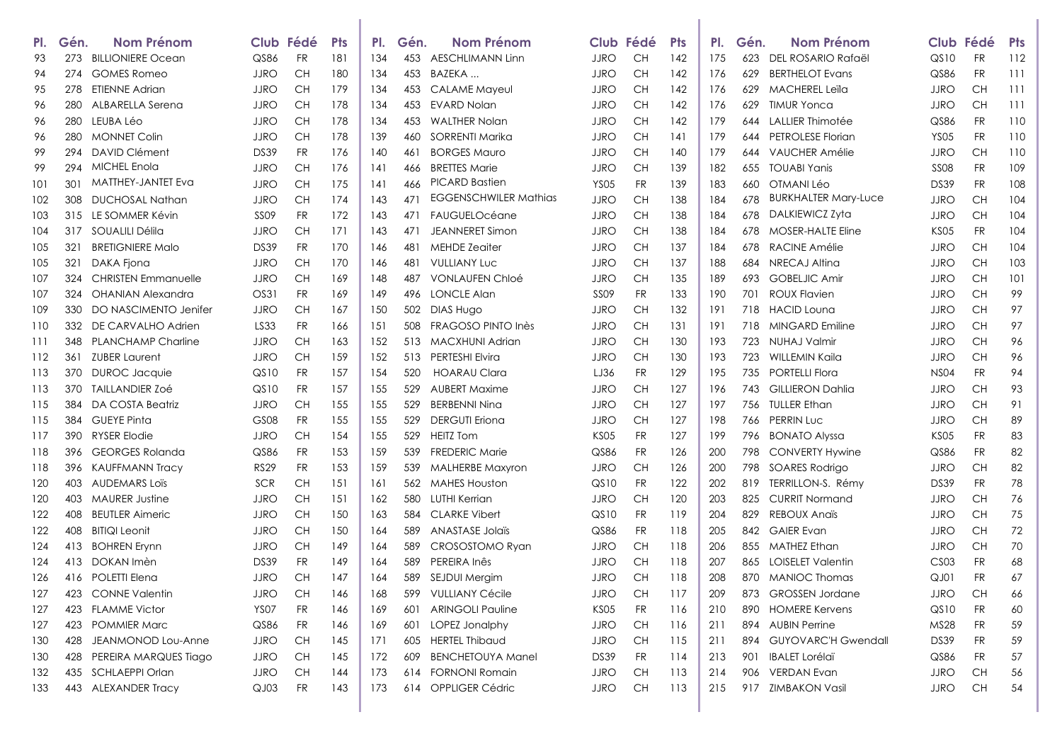| Pl. | Gén. | Nom Prénom | Club | Fédé | Pts |
|---|---|---|---|---|---|
| 93 | 273 | BILLIONIERE Ocean | QS86 | FR | 181 |
| 94 | 274 | GOMES Romeo | JJRO | CH | 180 |
| 95 | 278 | ETIENNE Adrian | JJRO | CH | 179 |
| 96 | 280 | ALBARELLA Serena | JJRO | CH | 178 |
| 96 | 280 | LEUBA Léo | JJRO | CH | 178 |
| 96 | 280 | MONNET Colin | JJRO | CH | 178 |
| 99 | 294 | DAVID Clément | DS39 | FR | 176 |
| 99 | 294 | MICHEL Enola | JJRO | CH | 176 |
| 101 | 301 | MATTHEY-JANTET Eva | JJRO | CH | 175 |
| 102 | 308 | DUCHOSAL Nathan | JJRO | CH | 174 |
| 103 | 315 | LE SOMMER Kévin | SS09 | FR | 172 |
| 104 | 317 | SOUALILI Délila | JJRO | CH | 171 |
| 105 | 321 | BRETIGNIERE Malo | DS39 | FR | 170 |
| 105 | 321 | DAKA Fjona | JJRO | CH | 170 |
| 107 | 324 | CHRISTEN Emmanuelle | JJRO | CH | 169 |
| 107 | 324 | OHANIAN Alexandra | OS31 | FR | 169 |
| 109 | 330 | DO NASCIMENTO Jenifer | JJRO | CH | 167 |
| 110 | 332 | DE CARVALHO Adrien | LS33 | FR | 166 |
| 111 | 348 | PLANCHAMP Charline | JJRO | CH | 163 |
| 112 | 361 | ZUBER Laurent | JJRO | CH | 159 |
| 113 | 370 | DUROC Jacquie | QS10 | FR | 157 |
| 113 | 370 | TAILLANDIER Zoé | QS10 | FR | 157 |
| 115 | 384 | DA COSTA Beatriz | JJRO | CH | 155 |
| 115 | 384 | GUEYE Pinta | GS08 | FR | 155 |
| 117 | 390 | RYSER Elodie | JJRO | CH | 154 |
| 118 | 396 | GEORGES Rolanda | QS86 | FR | 153 |
| 118 | 396 | KAUFFMANN Tracy | RS29 | FR | 153 |
| 120 | 403 | AUDEMARS Loïs | SCR | CH | 151 |
| 120 | 403 | MAURER Justine | JJRO | CH | 151 |
| 122 | 408 | BEUTLER Aimeric | JJRO | CH | 150 |
| 122 | 408 | BITIQI Leonit | JJRO | CH | 150 |
| 124 | 413 | BOHREN Erynn | JJRO | CH | 149 |
| 124 | 413 | DOKAN Imèn | DS39 | FR | 149 |
| 126 | 416 | POLETTI Elena | JJRO | CH | 147 |
| 127 | 423 | CONNE Valentin | JJRO | CH | 146 |
| 127 | 423 | FLAMME Victor | YS07 | FR | 146 |
| 127 | 423 | POMMIER Marc | QS86 | FR | 146 |
| 130 | 428 | JEANMONOD Lou-Anne | JJRO | CH | 145 |
| 130 | 428 | PEREIRA MARQUES Tiago | JJRO | CH | 145 |
| 132 | 435 | SCHLAEPPI Orlan | JJRO | CH | 144 |
| 133 | 443 | ALEXANDER Tracy | QJ03 | FR | 143 |
| 134 | 453 | AESCHLIMANN Linn | JJRO | CH | 142 |
| 134 | 453 | BAZEKA ... | JJRO | CH | 142 |
| 134 | 453 | CALAME Mayeul | JJRO | CH | 142 |
| 134 | 453 | EVARD Nolan | JJRO | CH | 142 |
| 134 | 453 | WALTHER Nolan | JJRO | CH | 142 |
| 139 | 460 | SORRENTI Marika | JJRO | CH | 141 |
| 140 | 461 | BORGES Mauro | JJRO | CH | 140 |
| 141 | 466 | BRETTES Marie | JJRO | CH | 139 |
| 141 | 466 | PICARD Bastien | YS05 | FR | 139 |
| 143 | 471 | EGGENSCHWILER Mathias | JJRO | CH | 138 |
| 143 | 471 | FAUGUELOcéane | JJRO | CH | 138 |
| 143 | 471 | JEANNERET Simon | JJRO | CH | 138 |
| 146 | 481 | MEHDE Zeaiter | JJRO | CH | 137 |
| 146 | 481 | VULLIANY Luc | JJRO | CH | 137 |
| 148 | 487 | VONLAUFEN Chloé | JJRO | CH | 135 |
| 149 | 496 | LONCLE Alan | SS09 | FR | 133 |
| 150 | 502 | DIAS Hugo | JJRO | CH | 132 |
| 151 | 508 | FRAGOSO PINTO Inès | JJRO | CH | 131 |
| 152 | 513 | MACXHUNI Adrian | JJRO | CH | 130 |
| 152 | 513 | PERTESHI Elvira | JJRO | CH | 130 |
| 154 | 520 | HOARAU Clara | LJ36 | FR | 129 |
| 155 | 529 | AUBERT Maxime | JJRO | CH | 127 |
| 155 | 529 | BERBENNI Nina | JJRO | CH | 127 |
| 155 | 529 | DERGUTI Eriona | JJRO | CH | 127 |
| 155 | 529 | HEITZ Tom | KS05 | FR | 127 |
| 159 | 539 | FREDERIC Marie | QS86 | FR | 126 |
| 159 | 539 | MALHERBE Maxyron | JJRO | CH | 126 |
| 161 | 562 | MAHES Houston | QS10 | FR | 122 |
| 162 | 580 | LUTHI Kerrian | JJRO | CH | 120 |
| 163 | 584 | CLARKE Vibert | QS10 | FR | 119 |
| 164 | 589 | ANASTASE Jolaïs | QS86 | FR | 118 |
| 164 | 589 | CROSOSTOMO Ryan | JJRO | CH | 118 |
| 164 | 589 | PEREIRA Inês | JJRO | CH | 118 |
| 164 | 589 | SEJDIU Mergim | JJRO | CH | 118 |
| 168 | 599 | VULLIANY Cécile | JJRO | CH | 117 |
| 169 | 601 | ARINGOLI Pauline | KS05 | FR | 116 |
| 169 | 601 | LOPEZ Jonalphy | JJRO | CH | 116 |
| 171 | 605 | HERTEL Thibaud | JJRO | CH | 115 |
| 172 | 609 | BENCHETOUYA Manel | DS39 | FR | 114 |
| 173 | 614 | FORNONI Romain | JJRO | CH | 113 |
| 173 | 614 | OPPLIGER Cédric | JJRO | CH | 113 |
| 175 | 623 | DEL ROSARIO Rafaël | QS10 | FR | 112 |
| 176 | 629 | BERTHELOT Evans | QS86 | FR | 111 |
| 176 | 629 | MACHEREL Leïla | JJRO | CH | 111 |
| 176 | 629 | TIMUR Yonca | JJRO | CH | 111 |
| 179 | 644 | LALLIER Thimotée | QS86 | FR | 110 |
| 179 | 644 | PETROLESE Florian | YS05 | FR | 110 |
| 179 | 644 | VAUCHER Amélie | JJRO | CH | 110 |
| 182 | 655 | TOUABI Yanis | SS08 | FR | 109 |
| 183 | 660 | OTMANI Léo | DS39 | FR | 108 |
| 184 | 678 | BURKHALTER Mary-Luce | JJRO | CH | 104 |
| 184 | 678 | DALKIEWICZ Zyta | JJRO | CH | 104 |
| 184 | 678 | MOSER-HALTE Eline | KS05 | FR | 104 |
| 184 | 678 | RACINE Amélie | JJRO | CH | 104 |
| 188 | 684 | NRECAJ Altina | JJRO | CH | 103 |
| 189 | 693 | GOBELJIC Amir | JJRO | CH | 101 |
| 190 | 701 | ROUX Flavien | JJRO | CH | 99 |
| 191 | 718 | HACID Louna | JJRO | CH | 97 |
| 191 | 718 | MINGARD Emiline | JJRO | CH | 97 |
| 193 | 723 | NUHAJ Valmir | JJRO | CH | 96 |
| 193 | 723 | WILLEMIN Kaila | JJRO | CH | 96 |
| 195 | 735 | PORTELLI Flora | NS04 | FR | 94 |
| 196 | 743 | GILLIERON Dahlia | JJRO | CH | 93 |
| 197 | 756 | TULLER Ethan | JJRO | CH | 91 |
| 198 | 766 | PERRIN Luc | JJRO | CH | 89 |
| 199 | 796 | BONATO Alyssa | KS05 | FR | 83 |
| 200 | 798 | CONVERTY Hywine | QS86 | FR | 82 |
| 200 | 798 | SOARES Rodrigo | JJRO | CH | 82 |
| 202 | 819 | TERRILLON-S. Rémy | DS39 | FR | 78 |
| 203 | 825 | CURRIT Normand | JJRO | CH | 76 |
| 204 | 829 | REBOUX Anaïs | JJRO | CH | 75 |
| 205 | 842 | GAIER Evan | JJRO | CH | 72 |
| 206 | 855 | MATHEZ Ethan | JJRO | CH | 70 |
| 207 | 865 | LOISELET Valentin | CS03 | FR | 68 |
| 208 | 870 | MANIOC Thomas | QJ01 | FR | 67 |
| 209 | 873 | GROSSEN Jordane | JJRO | CH | 66 |
| 210 | 890 | HOMERE Kervens | QS10 | FR | 60 |
| 211 | 894 | AUBIN Perrine | MS28 | FR | 59 |
| 211 | 894 | GUYOVARC'H Gwendall | DS39 | FR | 59 |
| 213 | 901 | IBALET Lorélaï | QS86 | FR | 57 |
| 214 | 906 | VERDAN Evan | JJRO | CH | 56 |
| 215 | 917 | ZIMBAKON Vasil | JJRO | CH | 54 |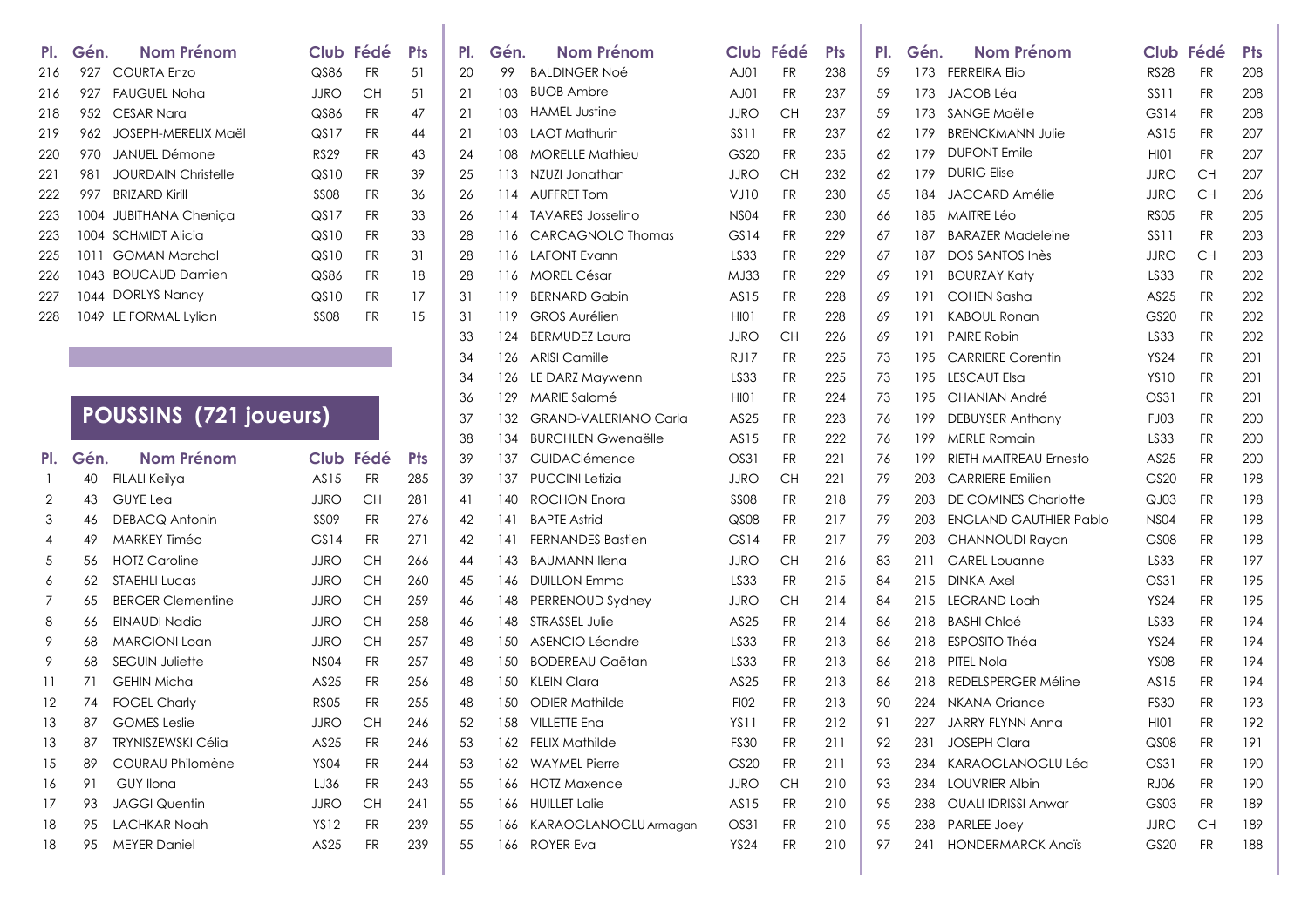| Pl. | Gén. | Nom Prénom | Club | Fédé | Pts |
|---|---|---|---|---|---|
| 216 | 927 | COURTA Enzo | QS86 | FR | 51 |
| 216 | 927 | FAUGUEL Noha | JJRO | CH | 51 |
| 218 | 952 | CESAR Nara | QS86 | FR | 47 |
| 219 | 962 | JOSEPH-MERELIX Maël | QS17 | FR | 44 |
| 220 | 970 | JANUEL Démone | RS29 | FR | 43 |
| 221 | 981 | JOURDAIN Christelle | QS10 | FR | 39 |
| 222 | 997 | BRIZARD Kirill | SS08 | FR | 36 |
| 223 | 1004 | JUBITHANA Cheniça | QS17 | FR | 33 |
| 223 | 1004 | SCHMIDT Alicia | QS10 | FR | 33 |
| 225 | 1011 | GOMAN Marchal | QS10 | FR | 31 |
| 226 | 1043 | BOUCAUD Damien | QS86 | FR | 18 |
| 227 | 1044 | DORLYS Nancy | QS10 | FR | 17 |
| 228 | 1049 | LE FORMAL Lylian | SS08 | FR | 15 |

## POUSSINS (721 joueurs)

| Pl. | Gén. | Nom Prénom | Club | Fédé | Pts |
|---|---|---|---|---|---|
| 1 | 40 | FILALI Keilya | AS15 | FR | 285 |
| 2 | 43 | GUYE Lea | JJRO | CH | 281 |
| 3 | 46 | DEBACQ Antonin | SS09 | FR | 276 |
| 4 | 49 | MARKEY Timéo | GS14 | FR | 271 |
| 5 | 56 | HOTZ Caroline | JJRO | CH | 266 |
| 6 | 62 | STAEHLI Lucas | JJRO | CH | 260 |
| 7 | 65 | BERGER Clementine | JJRO | CH | 259 |
| 8 | 66 | EINAUDI Nadia | JJRO | CH | 258 |
| 9 | 68 | MARGIONI Loan | JJRO | CH | 257 |
| 9 | 68 | SEGUIN Juliette | NS04 | FR | 257 |
| 11 | 71 | GEHIN Micha | AS25 | FR | 256 |
| 12 | 74 | FOGEL Charly | RS05 | FR | 255 |
| 13 | 87 | GOMES Leslie | JJRO | CH | 246 |
| 13 | 87 | TRYNISZEWSKI Célia | AS25 | FR | 246 |
| 15 | 89 | COURAU Philomène | YS04 | FR | 244 |
| 16 | 91 | GUY Ilona | LJ36 | FR | 243 |
| 17 | 93 | JAGGI Quentin | JJRO | CH | 241 |
| 18 | 95 | LACHKAR Noah | YS12 | FR | 239 |
| 18 | 95 | MEYER Daniel | AS25 | FR | 239 |
| 20 | 99 | BALDINGER Noé | AJ01 | FR | 238 |
| 21 | 103 | BUOB Ambre | AJ01 | FR | 237 |
| 21 | 103 | HAMEL Justine | JJRO | CH | 237 |
| 21 | 103 | LAOT Mathurin | SS11 | FR | 237 |
| 24 | 108 | MORELLE Mathieu | GS20 | FR | 235 |
| 25 | 113 | NZUZI Jonathan | JJRO | CH | 232 |
| 26 | 114 | AUFFRET Tom | VJ10 | FR | 230 |
| 26 | 114 | TAVARES Josselino | NS04 | FR | 230 |
| 28 | 116 | CARCAGNOLO Thomas | GS14 | FR | 229 |
| 28 | 116 | LAFONT Evann | LS33 | FR | 229 |
| 28 | 116 | MOREL César | MJ33 | FR | 229 |
| 31 | 119 | BERNARD Gabin | AS15 | FR | 228 |
| 31 | 119 | GROS Aurélien | HI01 | FR | 228 |
| 33 | 124 | BERMUDEZ Laura | JJRO | CH | 226 |
| 34 | 126 | ARISI Camille | RJ17 | FR | 225 |
| 34 | 126 | LE DARZ Maywenn | LS33 | FR | 225 |
| 36 | 129 | MARIE Salomé | HI01 | FR | 224 |
| 37 | 132 | GRAND-VALERIANO Carla | AS25 | FR | 223 |
| 38 | 134 | BURCHLEN Gwenaëlle | AS15 | FR | 222 |
| 39 | 137 | GUIDAClémence | OS31 | FR | 221 |
| 39 | 137 | PUCCINI Letizia | JJRO | CH | 221 |
| 41 | 140 | ROCHON Enora | SS08 | FR | 218 |
| 42 | 141 | BAPTE Astrid | QS08 | FR | 217 |
| 42 | 141 | FERNANDES Bastien | GS14 | FR | 217 |
| 44 | 143 | BAUMANN Ilena | JJRO | CH | 216 |
| 45 | 146 | DUILLON Emma | LS33 | FR | 215 |
| 46 | 148 | PERRENOUD Sydney | JJRO | CH | 214 |
| 46 | 148 | STRASSEL Julie | AS25 | FR | 214 |
| 48 | 150 | ASENCIO Léandre | LS33 | FR | 213 |
| 48 | 150 | BODEREAU Gaëtan | LS33 | FR | 213 |
| 48 | 150 | KLEIN Clara | AS25 | FR | 213 |
| 48 | 150 | ODIER Mathilde | FI02 | FR | 213 |
| 52 | 158 | VILLETTE Ena | YS11 | FR | 212 |
| 53 | 162 | FELIX Mathilde | FS30 | FR | 211 |
| 53 | 162 | WAYMEL Pierre | GS20 | FR | 211 |
| 55 | 166 | HOTZ Maxence | JJRO | CH | 210 |
| 55 | 166 | HUILLET Lalie | AS15 | FR | 210 |
| 55 | 166 | KARAOGLANOGLU Armagan | OS31 | FR | 210 |
| 55 | 166 | ROYER Eva | YS24 | FR | 210 |
| 59 | 173 | FERREIRA Elio | RS28 | FR | 208 |
| 59 | 173 | JACOB Léa | SS11 | FR | 208 |
| 59 | 173 | SANGE Maëlle | GS14 | FR | 208 |
| 62 | 179 | BRENCKMANN Julie | AS15 | FR | 207 |
| 62 | 179 | DUPONT Emile | HI01 | FR | 207 |
| 62 | 179 | DURIG Elise | JJRO | CH | 207 |
| 65 | 184 | JACCARD Amélie | JJRO | CH | 206 |
| 66 | 185 | MAITRE Léo | RS05 | FR | 205 |
| 67 | 187 | BARAZER Madeleine | SS11 | FR | 203 |
| 67 | 187 | DOS SANTOS Inès | JJRO | CH | 203 |
| 69 | 191 | BOURZAY Katy | LS33 | FR | 202 |
| 69 | 191 | COHEN Sasha | AS25 | FR | 202 |
| 69 | 191 | KABOUL Ronan | GS20 | FR | 202 |
| 69 | 191 | PAIRE Robin | LS33 | FR | 202 |
| 73 | 195 | CARRIERE Corentin | YS24 | FR | 201 |
| 73 | 195 | LESCAUT Elsa | YS10 | FR | 201 |
| 73 | 195 | OHANIAN André | OS31 | FR | 201 |
| 76 | 199 | DEBUYSER Anthony | FJ03 | FR | 200 |
| 76 | 199 | MERLE Romain | LS33 | FR | 200 |
| 76 | 199 | RIETH MAITREAU Ernesto | AS25 | FR | 200 |
| 79 | 203 | CARRIERE Emilien | GS20 | FR | 198 |
| 79 | 203 | DE COMINES Charlotte | QJ03 | FR | 198 |
| 79 | 203 | ENGLAND GAUTHIER Pablo | NS04 | FR | 198 |
| 79 | 203 | GHANNOUDI Rayan | GS08 | FR | 198 |
| 83 | 211 | GAREL Louanne | LS33 | FR | 197 |
| 84 | 215 | DINKA Axel | OS31 | FR | 195 |
| 84 | 215 | LEGRAND Loah | YS24 | FR | 195 |
| 86 | 218 | BASHI Chloé | LS33 | FR | 194 |
| 86 | 218 | ESPOSITO Théa | YS24 | FR | 194 |
| 86 | 218 | PITEL Nola | YS08 | FR | 194 |
| 86 | 218 | REDELSPERGER Méline | AS15 | FR | 194 |
| 90 | 224 | NKANA Oriance | FS30 | FR | 193 |
| 91 | 227 | JARRY FLYNN Anna | HI01 | FR | 192 |
| 92 | 231 | JOSEPH Clara | QS08 | FR | 191 |
| 93 | 234 | KARAOGLANOGLU Léa | OS31 | FR | 190 |
| 93 | 234 | LOUVRIER Albin | RJ06 | FR | 190 |
| 95 | 238 | OUALI IDRISSI Anwar | GS03 | FR | 189 |
| 95 | 238 | PARLEE Joey | JJRO | CH | 189 |
| 97 | 241 | HONDERMARCK Anaïs | GS20 | FR | 188 |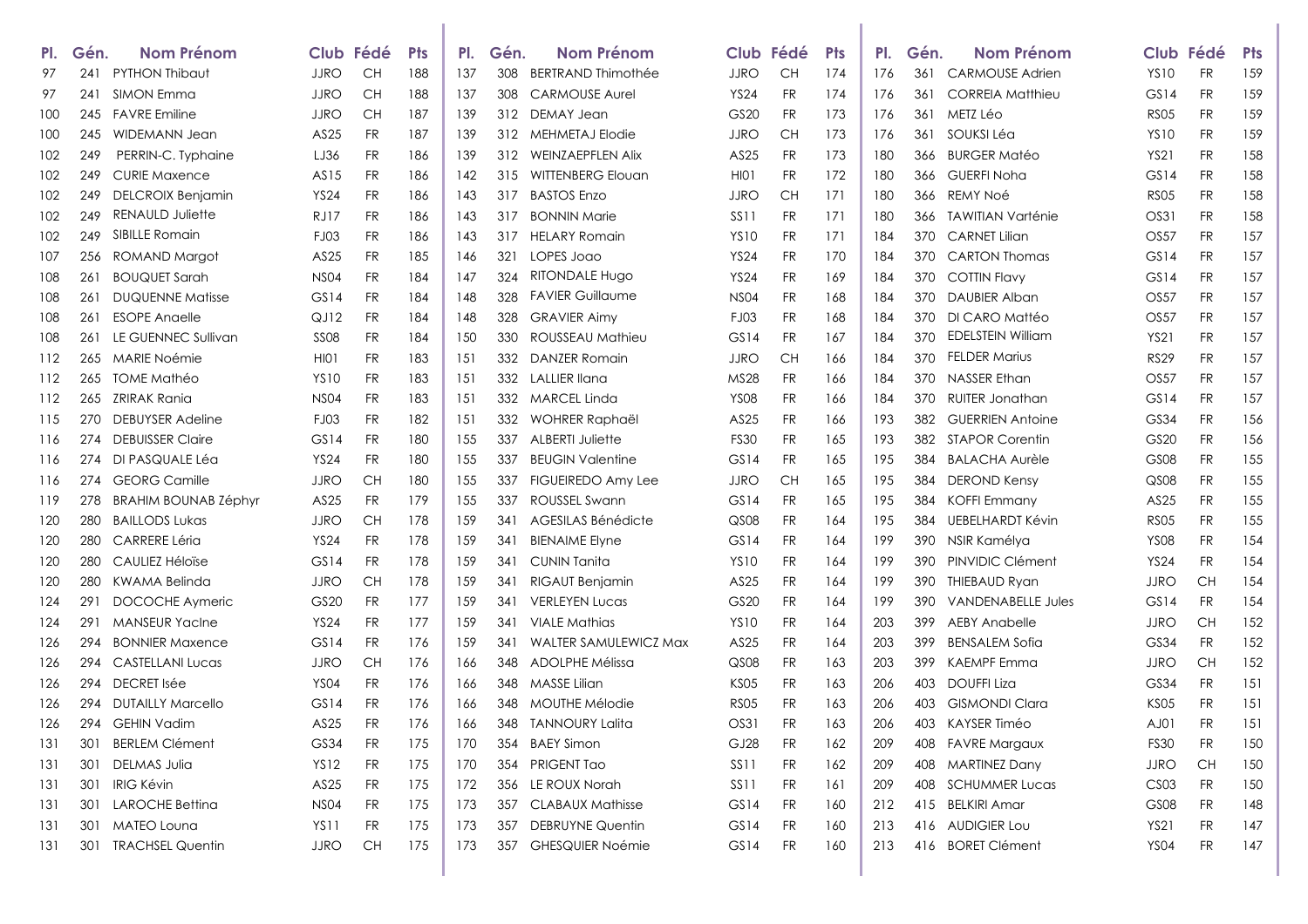| Pl. | Gén. | Nom Prénom | Club | Fédé | Pts |
|---|---|---|---|---|---|
| 97 | 241 | PYTHON Thibaut | JJRO | CH | 188 |
| 97 | 241 | SIMON Emma | JJRO | CH | 188 |
| 100 | 245 | FAVRE Emiline | JJRO | CH | 187 |
| 100 | 245 | WIDEMANN Jean | AS25 | FR | 187 |
| 102 | 249 | PERRIN-C. Typhaine | LJ36 | FR | 186 |
| 102 | 249 | CURIE Maxence | AS15 | FR | 186 |
| 102 | 249 | DELCROIX Benjamin | YS24 | FR | 186 |
| 102 | 249 | RENAULD Juliette | RJ17 | FR | 186 |
| 102 | 249 | SIBILLE Romain | FJ03 | FR | 186 |
| 107 | 256 | ROMAND Margot | AS25 | FR | 185 |
| 108 | 261 | BOUQUET Sarah | NS04 | FR | 184 |
| 108 | 261 | DUQUENNE Matisse | GS14 | FR | 184 |
| 108 | 261 | ESOPE Anaelle | QJ12 | FR | 184 |
| 108 | 261 | LE GUENNEC Sullivan | SS08 | FR | 184 |
| 112 | 265 | MARIE Noémie | HI01 | FR | 183 |
| 112 | 265 | TOME Mathéo | YS10 | FR | 183 |
| 112 | 265 | ZRIRAK Rania | NS04 | FR | 183 |
| 115 | 270 | DEBUYSER Adeline | FJ03 | FR | 182 |
| 116 | 274 | DEBUISSER Claire | GS14 | FR | 180 |
| 116 | 274 | DI PASQUALE Léa | YS24 | FR | 180 |
| 116 | 274 | GEORG Camille | JJRO | CH | 180 |
| 119 | 278 | BRAHIM BOUNAB Zéphyr | AS25 | FR | 179 |
| 120 | 280 | BAILLODS Lukas | JJRO | CH | 178 |
| 120 | 280 | CARRERE Léria | YS24 | FR | 178 |
| 120 | 280 | CAULIEZ Héloïse | GS14 | FR | 178 |
| 120 | 280 | KWAMA Belinda | JJRO | CH | 178 |
| 124 | 291 | DOCOCHE Aymeric | GS20 | FR | 177 |
| 124 | 291 | MANSEUR Yaclne | YS24 | FR | 177 |
| 126 | 294 | BONNIER Maxence | GS14 | FR | 176 |
| 126 | 294 | CASTELLANI Lucas | JJRO | CH | 176 |
| 126 | 294 | DECRET Isée | YS04 | FR | 176 |
| 126 | 294 | DUTAILLY Marcello | GS14 | FR | 176 |
| 126 | 294 | GEHIN Vadim | AS25 | FR | 176 |
| 131 | 301 | BERLEM Clément | GS34 | FR | 175 |
| 131 | 301 | DELMAS Julia | YS12 | FR | 175 |
| 131 | 301 | IRIG Kévin | AS25 | FR | 175 |
| 131 | 301 | LAROCHE Bettina | NS04 | FR | 175 |
| 131 | 301 | MATEO Louna | YS11 | FR | 175 |
| 131 | 301 | TRACHSEL Quentin | JJRO | CH | 175 |
| 137 | 308 | BERTRAND Thimothée | JJRO | CH | 174 |
| 137 | 308 | CARMOUSE Aurel | YS24 | FR | 174 |
| 139 | 312 | DEMAY Jean | GS20 | FR | 173 |
| 139 | 312 | MEHMETAJ Elodie | JJRO | CH | 173 |
| 139 | 312 | WEINZAEPFLEN Alix | AS25 | FR | 173 |
| 142 | 315 | WITTENBERG Elouan | HI01 | FR | 172 |
| 143 | 317 | BASTOS Enzo | JJRO | CH | 171 |
| 143 | 317 | BONNIN Marie | SS11 | FR | 171 |
| 143 | 317 | HELARY Romain | YS10 | FR | 171 |
| 146 | 321 | LOPES Joao | YS24 | FR | 170 |
| 147 | 324 | RITONDALE Hugo | YS24 | FR | 169 |
| 148 | 328 | FAVIER Guillaume | NS04 | FR | 168 |
| 148 | 328 | GRAVIER Aimy | FJ03 | FR | 168 |
| 150 | 330 | ROUSSEAU Mathieu | GS14 | FR | 167 |
| 151 | 332 | DANZER Romain | JJRO | CH | 166 |
| 151 | 332 | LALLIER Ilana | MS28 | FR | 166 |
| 151 | 332 | MARCEL Linda | YS08 | FR | 166 |
| 151 | 332 | WOHRER Raphaël | AS25 | FR | 166 |
| 155 | 337 | ALBERTI Juliette | FS30 | FR | 165 |
| 155 | 337 | BEUGIN Valentine | GS14 | FR | 165 |
| 155 | 337 | FIGUEIREDO Amy Lee | JJRO | CH | 165 |
| 155 | 337 | ROUSSEL Swann | GS14 | FR | 165 |
| 159 | 341 | AGESILAS Bénédicte | QS08 | FR | 164 |
| 159 | 341 | BIENAIME Elyne | GS14 | FR | 164 |
| 159 | 341 | CUNIN Tanita | YS10 | FR | 164 |
| 159 | 341 | RIGAUT Benjamin | AS25 | FR | 164 |
| 159 | 341 | VERLEYEN Lucas | GS20 | FR | 164 |
| 159 | 341 | VIALE Mathias | YS10 | FR | 164 |
| 159 | 341 | WALTER SAMULEWICZ Max | AS25 | FR | 164 |
| 166 | 348 | ADOLPHE Mélissa | QS08 | FR | 163 |
| 166 | 348 | MASSE Lilian | KS05 | FR | 163 |
| 166 | 348 | MOUTHE Mélodie | RS05 | FR | 163 |
| 166 | 348 | TANNOURY Lalita | OS31 | FR | 163 |
| 170 | 354 | BAEY Simon | GJ28 | FR | 162 |
| 170 | 354 | PRIGENT Tao | SS11 | FR | 162 |
| 172 | 356 | LE ROUX Norah | SS11 | FR | 161 |
| 173 | 357 | CLABAUX Mathisse | GS14 | FR | 160 |
| 173 | 357 | DEBRUYNE Quentin | GS14 | FR | 160 |
| 173 | 357 | GHESQUIER Noémie | GS14 | FR | 160 |
| 176 | 361 | CARMOUSE Adrien | YS10 | FR | 159 |
| 176 | 361 | CORREIA Matthieu | GS14 | FR | 159 |
| 176 | 361 | METZ Léo | RS05 | FR | 159 |
| 176 | 361 | SOUKSI Léa | YS10 | FR | 159 |
| 180 | 366 | BURGER Matéo | YS21 | FR | 158 |
| 180 | 366 | GUERFI Noha | GS14 | FR | 158 |
| 180 | 366 | REMY Noé | RS05 | FR | 158 |
| 180 | 366 | TAWITIAN Varténie | OS31 | FR | 158 |
| 184 | 370 | CARNET Lilian | OS57 | FR | 157 |
| 184 | 370 | CARTON Thomas | GS14 | FR | 157 |
| 184 | 370 | COTTIN Flavy | GS14 | FR | 157 |
| 184 | 370 | DAUBIER Alban | OS57 | FR | 157 |
| 184 | 370 | DI CARO Mattéo | OS57 | FR | 157 |
| 184 | 370 | EDELSTEIN William | YS21 | FR | 157 |
| 184 | 370 | FELDER Marius | RS29 | FR | 157 |
| 184 | 370 | NASSER Ethan | OS57 | FR | 157 |
| 184 | 370 | RUITER Jonathan | GS14 | FR | 157 |
| 193 | 382 | GUERRIEN Antoine | GS34 | FR | 156 |
| 193 | 382 | STAPOR Corentin | GS20 | FR | 156 |
| 195 | 384 | BALACHA Aurèle | GS08 | FR | 155 |
| 195 | 384 | DEROND Kensy | QS08 | FR | 155 |
| 195 | 384 | KOFFI Emmany | AS25 | FR | 155 |
| 195 | 384 | UEBELHARDT Kévin | RS05 | FR | 155 |
| 199 | 390 | NSIR Kamélya | YS08 | FR | 154 |
| 199 | 390 | PINVIDIC Clément | YS24 | FR | 154 |
| 199 | 390 | THIEBAUD Ryan | JJRO | CH | 154 |
| 199 | 390 | VANDENABELLE Jules | GS14 | FR | 154 |
| 203 | 399 | AEBY Anabelle | JJRO | CH | 152 |
| 203 | 399 | BENSALEM Sofia | GS34 | FR | 152 |
| 203 | 399 | KAEMPF Emma | JJRO | CH | 152 |
| 206 | 403 | DOUFFI Liza | GS34 | FR | 151 |
| 206 | 403 | GISMONDI Clara | KS05 | FR | 151 |
| 206 | 403 | KAYSER Timéo | AJ01 | FR | 151 |
| 209 | 408 | FAVRE Margaux | FS30 | FR | 150 |
| 209 | 408 | MARTINEZ Dany | JJRO | CH | 150 |
| 209 | 408 | SCHUMMER Lucas | CS03 | FR | 150 |
| 212 | 415 | BELKIRI Amar | GS08 | FR | 148 |
| 213 | 416 | AUDIGIER Lou | YS21 | FR | 147 |
| 213 | 416 | BORET Clément | YS04 | FR | 147 |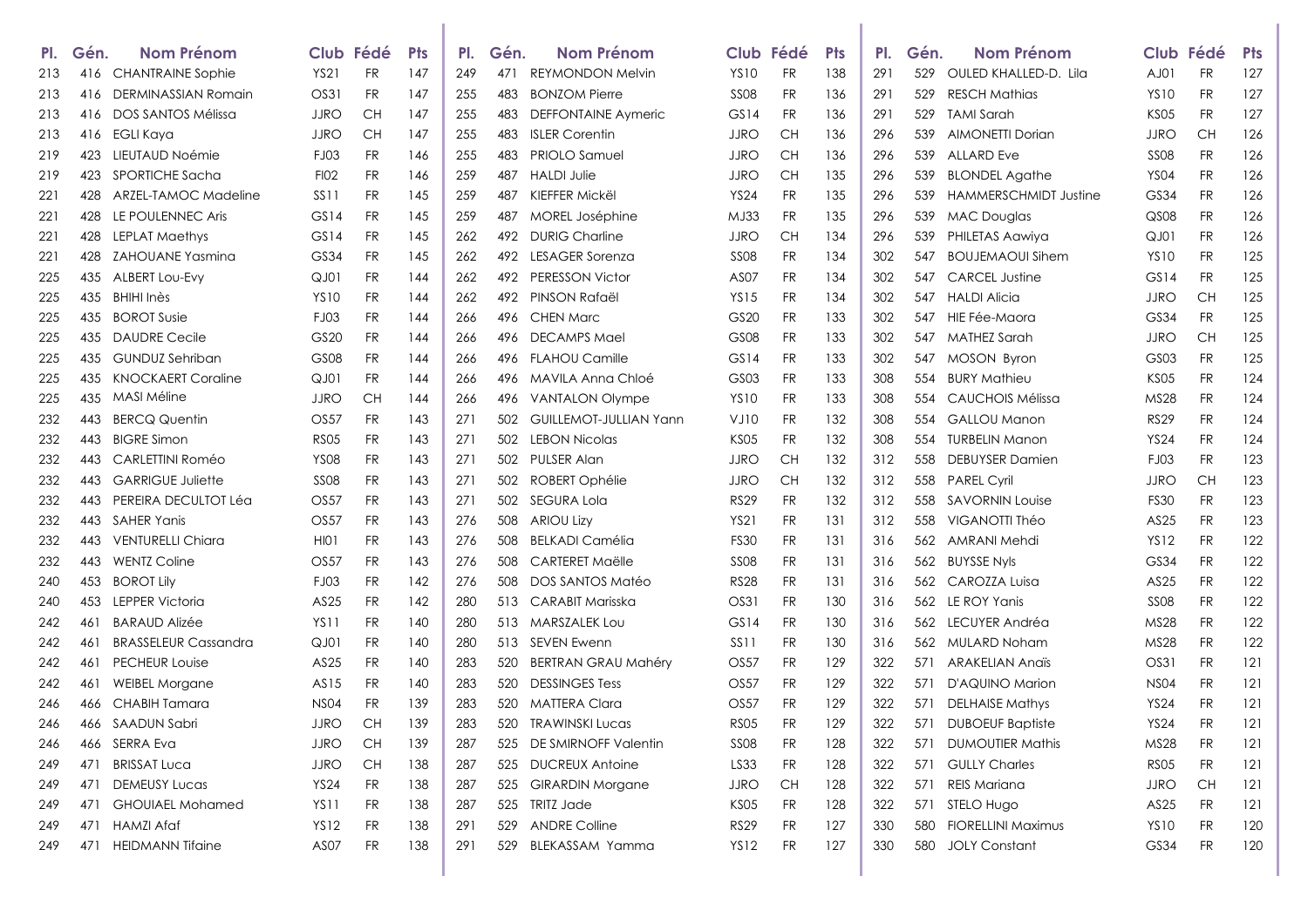| Pl. | Gén. | Nom Prénom | Club | Fédé | Pts |
|---|---|---|---|---|---|
| 213 | 416 | CHANTRAINE Sophie | YS21 | FR | 147 |
| 213 | 416 | DERMINASSIAN Romain | OS31 | FR | 147 |
| 213 | 416 | DOS SANTOS Mélissa | JJRO | CH | 147 |
| 213 | 416 | EGLI Kaya | JJRO | CH | 147 |
| 219 | 423 | LIEUTAUD Noémie | FJ03 | FR | 146 |
| 219 | 423 | SPORTICHE Sacha | FI02 | FR | 146 |
| 221 | 428 | ARZEL-TAMOC Madeline | SS11 | FR | 145 |
| 221 | 428 | LE POULENNEC Aris | GS14 | FR | 145 |
| 221 | 428 | LEPLAT Maethys | GS14 | FR | 145 |
| 221 | 428 | ZAHOUANE Yasmina | GS34 | FR | 145 |
| 225 | 435 | ALBERT Lou-Evy | QJ01 | FR | 144 |
| 225 | 435 | BHIHI Inès | YS10 | FR | 144 |
| 225 | 435 | BOROT Susie | FJ03 | FR | 144 |
| 225 | 435 | DAUDRE Cecile | GS20 | FR | 144 |
| 225 | 435 | GUNDUZ Sehriban | GS08 | FR | 144 |
| 225 | 435 | KNOCKAERT Coraline | QJ01 | FR | 144 |
| 225 | 435 | MASI Méline | JJRO | CH | 144 |
| 232 | 443 | BERCQ Quentin | OS57 | FR | 143 |
| 232 | 443 | BIGRE Simon | RS05 | FR | 143 |
| 232 | 443 | CARLETTINI Roméo | YS08 | FR | 143 |
| 232 | 443 | GARRIGUE Juliette | SS08 | FR | 143 |
| 232 | 443 | PEREIRA DECULTOT Léa | OS57 | FR | 143 |
| 232 | 443 | SAHER Yanis | OS57 | FR | 143 |
| 232 | 443 | VENTURELLI Chiara | HI01 | FR | 143 |
| 232 | 443 | WENTZ Coline | OS57 | FR | 143 |
| 240 | 453 | BOROT Lily | FJ03 | FR | 142 |
| 240 | 453 | LEPPER Victoria | AS25 | FR | 142 |
| 242 | 461 | BARAUD Alizée | YS11 | FR | 140 |
| 242 | 461 | BRASSELEUR Cassandra | QJ01 | FR | 140 |
| 242 | 461 | PECHEUR Louise | AS25 | FR | 140 |
| 242 | 461 | WEIBEL Morgane | AS15 | FR | 140 |
| 246 | 466 | CHABIH Tamara | NS04 | FR | 139 |
| 246 | 466 | SAADUN Sabri | JJRO | CH | 139 |
| 246 | 466 | SERRA Eva | JJRO | CH | 139 |
| 249 | 471 | BRISSAT Luca | JJRO | CH | 138 |
| 249 | 471 | DEMEUSY Lucas | YS24 | FR | 138 |
| 249 | 471 | GHOUIAEL Mohamed | YS11 | FR | 138 |
| 249 | 471 | HAMZI Afaf | YS12 | FR | 138 |
| 249 | 471 | HEIDMANN Tifaine | AS07 | FR | 138 |
| 249 | 471 | REYMONDON Melvin | YS10 | FR | 138 |
| 255 | 483 | BONZOM Pierre | SS08 | FR | 136 |
| 255 | 483 | DEFFONTAINE Aymeric | GS14 | FR | 136 |
| 255 | 483 | ISLER Corentin | JJRO | CH | 136 |
| 255 | 483 | PRIOLO Samuel | JJRO | CH | 136 |
| 259 | 487 | HALDI Julie | JJRO | CH | 135 |
| 259 | 487 | KIEFFER Mickël | YS24 | FR | 135 |
| 259 | 487 | MOREL Joséphine | MJ33 | FR | 135 |
| 262 | 492 | DURIG Charline | JJRO | CH | 134 |
| 262 | 492 | LESAGER Sorenza | SS08 | FR | 134 |
| 262 | 492 | PERESSON Victor | AS07 | FR | 134 |
| 262 | 492 | PINSON Rafaël | YS15 | FR | 134 |
| 266 | 496 | CHEN Marc | GS20 | FR | 133 |
| 266 | 496 | DECAMPS Mael | GS08 | FR | 133 |
| 266 | 496 | FLAHOU Camille | GS14 | FR | 133 |
| 266 | 496 | MAVILA Anna Chloé | GS03 | FR | 133 |
| 266 | 496 | VANTALON Olympe | YS10 | FR | 133 |
| 271 | 502 | GUILLEMOT-JULLIAN Yann | VJ10 | FR | 132 |
| 271 | 502 | LEBON Nicolas | KS05 | FR | 132 |
| 271 | 502 | PULSER Alan | JJRO | CH | 132 |
| 271 | 502 | ROBERT Ophélie | JJRO | CH | 132 |
| 271 | 502 | SEGURA Lola | RS29 | FR | 132 |
| 276 | 508 | ARIOU Lizy | YS21 | FR | 131 |
| 276 | 508 | BELKADI Camélia | FS30 | FR | 131 |
| 276 | 508 | CARTERET Maëlle | SS08 | FR | 131 |
| 276 | 508 | DOS SANTOS Matéo | RS28 | FR | 131 |
| 280 | 513 | CARABIT Marisska | OS31 | FR | 130 |
| 280 | 513 | MARSZALEK Lou | GS14 | FR | 130 |
| 280 | 513 | SEVEN Ewenn | SS11 | FR | 130 |
| 283 | 520 | BERTRAN GRAU Mahéry | OS57 | FR | 129 |
| 283 | 520 | DESSINGES Tess | OS57 | FR | 129 |
| 283 | 520 | MATTERA Clara | OS57 | FR | 129 |
| 283 | 520 | TRAWINSKI Lucas | RS05 | FR | 129 |
| 287 | 525 | DE SMIRNOFF Valentin | SS08 | FR | 128 |
| 287 | 525 | DUCREUX Antoine | LS33 | FR | 128 |
| 287 | 525 | GIRARDIN Morgane | JJRO | CH | 128 |
| 287 | 525 | TRITZ Jade | KS05 | FR | 128 |
| 291 | 529 | ANDRE Colline | RS29 | FR | 127 |
| 291 | 529 | BLEKASSAM Yamma | YS12 | FR | 127 |
| 291 | 529 | OULED KHALLED-D. Lila | AJ01 | FR | 127 |
| 291 | 529 | RESCH Mathias | YS10 | FR | 127 |
| 291 | 529 | TAMI Sarah | KS05 | FR | 127 |
| 296 | 539 | AIMONETTI Dorian | JJRO | CH | 126 |
| 296 | 539 | ALLARD Eve | SS08 | FR | 126 |
| 296 | 539 | BLONDEL Agathe | YS04 | FR | 126 |
| 296 | 539 | HAMMERSCHMIDT Justine | GS34 | FR | 126 |
| 296 | 539 | MAC Douglas | QS08 | FR | 126 |
| 296 | 539 | PHILETAS Aawiya | QJ01 | FR | 126 |
| 302 | 547 | BOUJEMAOUI Sihem | YS10 | FR | 125 |
| 302 | 547 | CARCEL Justine | GS14 | FR | 125 |
| 302 | 547 | HALDI Alicia | JJRO | CH | 125 |
| 302 | 547 | HIE Fée-Maora | GS34 | FR | 125 |
| 302 | 547 | MATHEZ Sarah | JJRO | CH | 125 |
| 302 | 547 | MOSON Byron | GS03 | FR | 125 |
| 308 | 554 | BURY Mathieu | KS05 | FR | 124 |
| 308 | 554 | CAUCHOIS Mélissa | MS28 | FR | 124 |
| 308 | 554 | GALLOU Manon | RS29 | FR | 124 |
| 308 | 554 | TURBELIN Manon | YS24 | FR | 124 |
| 312 | 558 | DEBUYSER Damien | FJ03 | FR | 123 |
| 312 | 558 | PAREL Cyril | JJRO | CH | 123 |
| 312 | 558 | SAVORNIN Louise | FS30 | FR | 123 |
| 312 | 558 | VIGANOTTI Théo | AS25 | FR | 123 |
| 316 | 562 | AMRANI Mehdi | YS12 | FR | 122 |
| 316 | 562 | BUYSSE Nyls | GS34 | FR | 122 |
| 316 | 562 | CAROZZA Luisa | AS25 | FR | 122 |
| 316 | 562 | LE ROY Yanis | SS08 | FR | 122 |
| 316 | 562 | LECUYER Andréa | MS28 | FR | 122 |
| 316 | 562 | MULARD Noham | MS28 | FR | 122 |
| 322 | 571 | ARAKELIAN Anaïs | OS31 | FR | 121 |
| 322 | 571 | D'AQUINO Marion | NS04 | FR | 121 |
| 322 | 571 | DELHAISE Mathys | YS24 | FR | 121 |
| 322 | 571 | DUBOEUF Baptiste | YS24 | FR | 121 |
| 322 | 571 | DUMOUTIER Mathis | MS28 | FR | 121 |
| 322 | 571 | GULLY Charles | RS05 | FR | 121 |
| 322 | 571 | REIS Mariana | JJRO | CH | 121 |
| 322 | 571 | STELO Hugo | AS25 | FR | 121 |
| 330 | 580 | FIORELLINI Maximus | YS10 | FR | 120 |
| 330 | 580 | JOLY Constant | GS34 | FR | 120 |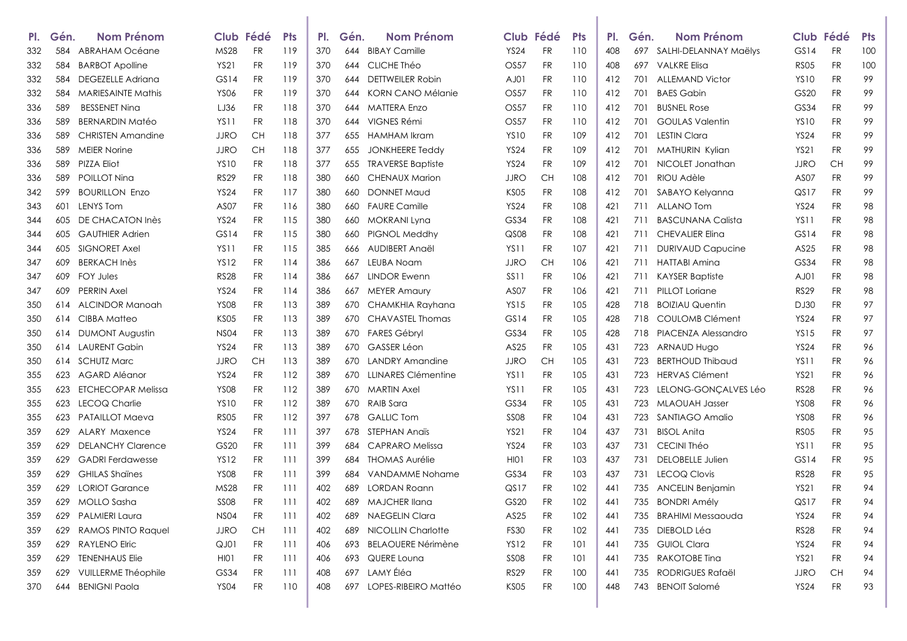| Pl. | Gén. | Nom Prénom | Club | Fédé | Pts |
|---|---|---|---|---|---|
| 332 | 584 | ABRAHAM Océane | MS28 | FR | 119 |
| 332 | 584 | BARBOT Apolline | YS21 | FR | 119 |
| 332 | 584 | DEGEZELLE Adriana | GS14 | FR | 119 |
| 332 | 584 | MARIESAINTE Mathis | YS06 | FR | 119 |
| 336 | 589 | BESSENET Nina | LJ36 | FR | 118 |
| 336 | 589 | BERNARDIN Matéo | YS11 | FR | 118 |
| 336 | 589 | CHRISTEN Amandine | JJRO | CH | 118 |
| 336 | 589 | MEIER Norine | JJRO | CH | 118 |
| 336 | 589 | PIZZA Eliot | YS10 | FR | 118 |
| 336 | 589 | POILLOT Nina | RS29 | FR | 118 |
| 342 | 599 | BOURILLON Enzo | YS24 | FR | 117 |
| 343 | 601 | LENYS Tom | AS07 | FR | 116 |
| 344 | 605 | DE CHACATON Inès | YS24 | FR | 115 |
| 344 | 605 | GAUTHIER Adrien | GS14 | FR | 115 |
| 344 | 605 | SIGNORET Axel | YS11 | FR | 115 |
| 347 | 609 | BERKACH Inès | YS12 | FR | 114 |
| 347 | 609 | FOY Jules | RS28 | FR | 114 |
| 347 | 609 | PERRIN Axel | YS24 | FR | 114 |
| 350 | 614 | ALCINDOR Manoah | YS08 | FR | 113 |
| 350 | 614 | CIBBA Matteo | KS05 | FR | 113 |
| 350 | 614 | DUMONT Augustin | NS04 | FR | 113 |
| 350 | 614 | LAURENT Gabin | YS24 | FR | 113 |
| 350 | 614 | SCHUTZ Marc | JJRO | CH | 113 |
| 355 | 623 | AGARD Aléanor | YS24 | FR | 112 |
| 355 | 623 | ETCHECOPAR Melissa | YS08 | FR | 112 |
| 355 | 623 | LECOQ Charlie | YS10 | FR | 112 |
| 355 | 623 | PATAILLOT Maeva | RS05 | FR | 112 |
| 359 | 629 | ALARY Maxence | YS24 | FR | 111 |
| 359 | 629 | DELANCHY Clarence | GS20 | FR | 111 |
| 359 | 629 | GADRI Ferdawesse | YS12 | FR | 111 |
| 359 | 629 | GHILAS Shaïnes | YS08 | FR | 111 |
| 359 | 629 | LORIOT Garance | MS28 | FR | 111 |
| 359 | 629 | MOLLO Sasha | SS08 | FR | 111 |
| 359 | 629 | PALMIERI Laura | NS04 | FR | 111 |
| 359 | 629 | RAMOS PINTO Raquel | JJRO | CH | 111 |
| 359 | 629 | RAYLENO Elric | QJ01 | FR | 111 |
| 359 | 629 | TENENHAUS Elie | HI01 | FR | 111 |
| 359 | 629 | VUILLERME Théophile | GS34 | FR | 111 |
| 370 | 644 | BENIGNI Paola | YS04 | FR | 110 |
| 370 | 644 | BIBAY Camille | YS24 | FR | 110 |
| 370 | 644 | CLICHE Théo | OS57 | FR | 110 |
| 370 | 644 | DETTWEILER Robin | AJ01 | FR | 110 |
| 370 | 644 | KORN CANO Mélanie | OS57 | FR | 110 |
| 370 | 644 | MATTERA Enzo | OS57 | FR | 110 |
| 370 | 644 | VIGNES Rémi | OS57 | FR | 110 |
| 377 | 655 | HAMHAM Ikram | YS10 | FR | 109 |
| 377 | 655 | JONKHEERE Teddy | YS24 | FR | 109 |
| 377 | 655 | TRAVERSE Baptiste | YS24 | FR | 109 |
| 380 | 660 | CHENAUX Marion | JJRO | CH | 108 |
| 380 | 660 | DONNET Maud | KS05 | FR | 108 |
| 380 | 660 | FAURE Camille | YS24 | FR | 108 |
| 380 | 660 | MOKRANI Lyna | GS34 | FR | 108 |
| 380 | 660 | PIGNOL Meddhy | QS08 | FR | 108 |
| 385 | 666 | AUDIBERT Anaël | YS11 | FR | 107 |
| 386 | 667 | LEUBA Noam | JJRO | CH | 106 |
| 386 | 667 | LINDOR Ewenn | SS11 | FR | 106 |
| 386 | 667 | MEYER Amaury | AS07 | FR | 106 |
| 389 | 670 | CHAMKHIA Rayhana | YS15 | FR | 105 |
| 389 | 670 | CHAVASTEL Thomas | GS14 | FR | 105 |
| 389 | 670 | FARES Gébryl | GS34 | FR | 105 |
| 389 | 670 | GASSER Léon | AS25 | FR | 105 |
| 389 | 670 | LANDRY Amandine | JJRO | CH | 105 |
| 389 | 670 | LLINARES Clémentine | YS11 | FR | 105 |
| 389 | 670 | MARTIN Axel | YS11 | FR | 105 |
| 389 | 670 | RAIB Sara | GS34 | FR | 105 |
| 397 | 678 | GALLIC Tom | SS08 | FR | 104 |
| 397 | 678 | STEPHAN Anaïs | YS21 | FR | 104 |
| 399 | 684 | CAPRARO Melissa | YS24 | FR | 103 |
| 399 | 684 | THOMAS Aurélie | HI01 | FR | 103 |
| 399 | 684 | VANDAMME Nohame | GS34 | FR | 103 |
| 402 | 689 | LORDAN Roann | QS17 | FR | 102 |
| 402 | 689 | MAJCHER Ilana | GS20 | FR | 102 |
| 402 | 689 | NAEGELIN Clara | AS25 | FR | 102 |
| 402 | 689 | NICOLLIN Charlotte | FS30 | FR | 102 |
| 406 | 693 | BELAOUERE Nérimène | YS12 | FR | 101 |
| 406 | 693 | QUERE Louna | SS08 | FR | 101 |
| 408 | 697 | LAMY Éléa | RS29 | FR | 100 |
| 408 | 697 | LOPES-RIBEIRO Mattéo | KS05 | FR | 100 |
| 408 | 697 | SALHI-DELANNAY Maëlys | GS14 | FR | 100 |
| 408 | 697 | VALKRE Elisa | RS05 | FR | 100 |
| 412 | 701 | ALLEMAND Victor | YS10 | FR | 99 |
| 412 | 701 | BAES Gabin | GS20 | FR | 99 |
| 412 | 701 | BUSNEL Rose | GS34 | FR | 99 |
| 412 | 701 | GOULAS Valentin | YS10 | FR | 99 |
| 412 | 701 | LESTIN Clara | YS24 | FR | 99 |
| 412 | 701 | MATHURIN Kylian | YS21 | FR | 99 |
| 412 | 701 | NICOLET Jonathan | JJRO | CH | 99 |
| 412 | 701 | RIOU Adèle | AS07 | FR | 99 |
| 412 | 701 | SABAYO Kelyanna | QS17 | FR | 99 |
| 421 | 711 | ALLANO Tom | YS24 | FR | 98 |
| 421 | 711 | BASCUNANA Calista | YS11 | FR | 98 |
| 421 | 711 | CHEVALIER Elina | GS14 | FR | 98 |
| 421 | 711 | DURIVAUD Capucine | AS25 | FR | 98 |
| 421 | 711 | HATTABI Amina | GS34 | FR | 98 |
| 421 | 711 | KAYSER Baptiste | AJ01 | FR | 98 |
| 421 | 711 | PILLOT Loriane | RS29 | FR | 98 |
| 428 | 718 | BOIZIAU Quentin | DJ30 | FR | 97 |
| 428 | 718 | COULOMB Clément | YS24 | FR | 97 |
| 428 | 718 | PIACENZA Alessandro | YS15 | FR | 97 |
| 431 | 723 | ARNAUD Hugo | YS24 | FR | 96 |
| 431 | 723 | BERTHOUD Thibaud | YS11 | FR | 96 |
| 431 | 723 | HERVAS Clément | YS21 | FR | 96 |
| 431 | 723 | LELONG-GONÇALVES Léo | RS28 | FR | 96 |
| 431 | 723 | MLAOUAH Jasser | YS08 | FR | 96 |
| 431 | 723 | SANTIAGO Amalio | YS08 | FR | 96 |
| 437 | 731 | BISOL Anita | RS05 | FR | 95 |
| 437 | 731 | CECINI Théo | YS11 | FR | 95 |
| 437 | 731 | DELOBELLE Julien | GS14 | FR | 95 |
| 437 | 731 | LECOQ Clovis | RS28 | FR | 95 |
| 441 | 735 | ANCELIN Benjamin | YS21 | FR | 94 |
| 441 | 735 | BONDRI Amély | QS17 | FR | 94 |
| 441 | 735 | BRAHIMI Messaouda | YS24 | FR | 94 |
| 441 | 735 | DIEBOLD Léa | RS28 | FR | 94 |
| 441 | 735 | GUIOL Clara | YS24 | FR | 94 |
| 441 | 735 | RAKOTOBE Tina | YS21 | FR | 94 |
| 441 | 735 | RODRIGUES Rafaël | JJRO | CH | 94 |
| 448 | 743 | BENOIT Salomé | YS24 | FR | 93 |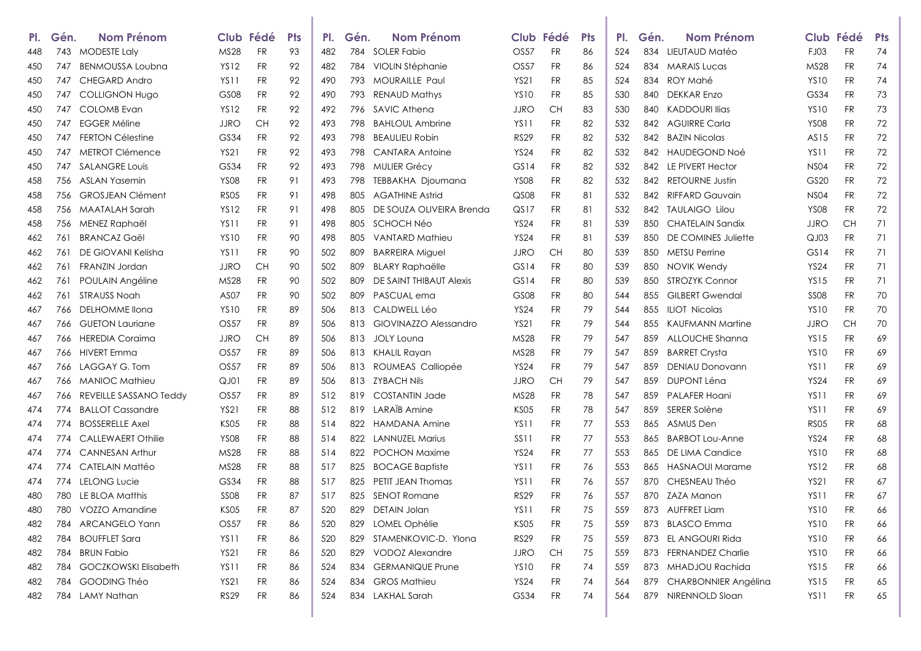| Pl. | Gén. | Nom Prénom | Club | Fédé | Pts |
|---|---|---|---|---|---|
| 448 | 743 | MODESTE Laly | MS28 | FR | 93 |
| 450 | 747 | BENMOUSSA Loubna | YS12 | FR | 92 |
| 450 | 747 | CHEGARD Andro | YS11 | FR | 92 |
| 450 | 747 | COLLIGNON Hugo | GS08 | FR | 92 |
| 450 | 747 | COLOMB Evan | YS12 | FR | 92 |
| 450 | 747 | EGGER Méline | JJRO | CH | 92 |
| 450 | 747 | FERTON Célestine | GS34 | FR | 92 |
| 450 | 747 | METROT Clémence | YS21 | FR | 92 |
| 450 | 747 | SALANGRE Louis | GS34 | FR | 92 |
| 458 | 756 | ASLAN Yasemin | YS08 | FR | 91 |
| 458 | 756 | GROSJEAN Clément | RS05 | FR | 91 |
| 458 | 756 | MAATALAH Sarah | YS12 | FR | 91 |
| 458 | 756 | MENEZ Raphaël | YS11 | FR | 91 |
| 462 | 761 | BRANCAZ Gaël | YS10 | FR | 90 |
| 462 | 761 | DE GIOVANI Kelisha | YS11 | FR | 90 |
| 462 | 761 | FRANZIN Jordan | JJRO | CH | 90 |
| 462 | 761 | POULAIN Angéline | MS28 | FR | 90 |
| 462 | 761 | STRAUSS Noah | AS07 | FR | 90 |
| 467 | 766 | DELHOMME Ilona | YS10 | FR | 89 |
| 467 | 766 | GUETON Lauriane | OS57 | FR | 89 |
| 467 | 766 | HEREDIA Coraima | JJRO | CH | 89 |
| 467 | 766 | HIVERT Emma | OS57 | FR | 89 |
| 467 | 766 | LAGGAY G. Tom | OS57 | FR | 89 |
| 467 | 766 | MANIOC Mathieu | QJ01 | FR | 89 |
| 467 | 766 | REVEILLE SASSANO Teddy | OS57 | FR | 89 |
| 474 | 774 | BALLOT Cassandre | YS21 | FR | 88 |
| 474 | 774 | BOSSERELLE Axel | KS05 | FR | 88 |
| 474 | 774 | CALLEWAERT Othilie | YS08 | FR | 88 |
| 474 | 774 | CANNESAN Arthur | MS28 | FR | 88 |
| 474 | 774 | CATELAIN Mattéo | MS28 | FR | 88 |
| 474 | 774 | LELONG Lucie | GS34 | FR | 88 |
| 480 | 780 | LE BLOA Matthis | SS08 | FR | 87 |
| 480 | 780 | VOZZO Amandine | KS05 | FR | 87 |
| 482 | 784 | ARCANGELO Yann | OS57 | FR | 86 |
| 482 | 784 | BOUFFLET Sara | YS11 | FR | 86 |
| 482 | 784 | BRUN Fabio | YS21 | FR | 86 |
| 482 | 784 | GOCZKOWSKI Elisabeth | YS11 | FR | 86 |
| 482 | 784 | GOODING Théo | YS21 | FR | 86 |
| 482 | 784 | LAMY Nathan | RS29 | FR | 86 |
| 482 | 784 | SOLER Fabio | OS57 | FR | 86 |
| 482 | 784 | VIOLIN Stéphanie | OS57 | FR | 86 |
| 490 | 793 | MOURAILLE Paul | YS21 | FR | 85 |
| 490 | 793 | RENAUD Mathys | YS10 | FR | 85 |
| 492 | 796 | SAVIC Athena | JJRO | CH | 83 |
| 493 | 798 | BAHLOUL Ambrine | YS11 | FR | 82 |
| 493 | 798 | BEAULIEU Robin | RS29 | FR | 82 |
| 493 | 798 | CANTARA Antoine | YS24 | FR | 82 |
| 493 | 798 | MULIER Grécy | GS14 | FR | 82 |
| 493 | 798 | TEBBAKHA Djoumana | YS08 | FR | 82 |
| 498 | 805 | AGATHINE Astrid | QS08 | FR | 81 |
| 498 | 805 | DE SOUZA OLIVEIRA Brenda | QS17 | FR | 81 |
| 498 | 805 | SCHOCH Néo | YS24 | FR | 81 |
| 498 | 805 | VANTARD Mathieu | YS24 | FR | 81 |
| 502 | 809 | BARREIRA Miguel | JJRO | CH | 80 |
| 502 | 809 | BLARY Raphaëlle | GS14 | FR | 80 |
| 502 | 809 | DE SAINT THIBAUT Alexis | GS14 | FR | 80 |
| 502 | 809 | PASCUAL ema | GS08 | FR | 80 |
| 506 | 813 | CALDWELL Léo | YS24 | FR | 79 |
| 506 | 813 | GIOVINAZZO Alessandro | YS21 | FR | 79 |
| 506 | 813 | JOLY Louna | MS28 | FR | 79 |
| 506 | 813 | KHALIL Rayan | MS28 | FR | 79 |
| 506 | 813 | ROUMEAS Calliopée | YS24 | FR | 79 |
| 506 | 813 | ZYBACH Nils | JJRO | CH | 79 |
| 512 | 819 | COSTANTIN Jade | MS28 | FR | 78 |
| 512 | 819 | LARAÏB Amine | KS05 | FR | 78 |
| 514 | 822 | HAMDANA Amine | YS11 | FR | 77 |
| 514 | 822 | LANNUZEL Marius | SS11 | FR | 77 |
| 514 | 822 | POCHON Maxime | YS24 | FR | 77 |
| 517 | 825 | BOCAGE Baptiste | YS11 | FR | 76 |
| 517 | 825 | PETIT JEAN Thomas | YS11 | FR | 76 |
| 517 | 825 | SENOT Romane | RS29 | FR | 76 |
| 520 | 829 | DETAIN Jolan | YS11 | FR | 75 |
| 520 | 829 | LOMEL Ophélie | KS05 | FR | 75 |
| 520 | 829 | STAMENKOVIC-D. Ylona | RS29 | FR | 75 |
| 520 | 829 | VODOZ Alexandre | JJRO | CH | 75 |
| 524 | 834 | GERMANIQUE Prune | YS10 | FR | 74 |
| 524 | 834 | GROS Mathieu | YS24 | FR | 74 |
| 524 | 834 | LAKHAL Sarah | GS34 | FR | 74 |
| 524 | 834 | LIEUTAUD Matéo | FJ03 | FR | 74 |
| 524 | 834 | MARAIS Lucas | MS28 | FR | 74 |
| 524 | 834 | ROY Mahé | YS10 | FR | 74 |
| 530 | 840 | DEKKAR Enzo | GS34 | FR | 73 |
| 530 | 840 | KADDOURI Ilias | YS10 | FR | 73 |
| 532 | 842 | AGUIRRE Carla | YS08 | FR | 72 |
| 532 | 842 | BAZIN Nicolas | AS15 | FR | 72 |
| 532 | 842 | HAUDEGOND Noé | YS11 | FR | 72 |
| 532 | 842 | LE PIVERT Hector | NS04 | FR | 72 |
| 532 | 842 | RETOURNE Justin | GS20 | FR | 72 |
| 532 | 842 | RIFFARD Gauvain | NS04 | FR | 72 |
| 532 | 842 | TAULAIGO Lilou | YS08 | FR | 72 |
| 539 | 850 | CHATELAIN Sandix | JJRO | CH | 71 |
| 539 | 850 | DE COMINES Juliette | QJ03 | FR | 71 |
| 539 | 850 | METSU Perrine | GS14 | FR | 71 |
| 539 | 850 | NOVIK Wendy | YS24 | FR | 71 |
| 539 | 850 | STROZYK Connor | YS15 | FR | 71 |
| 544 | 855 | GILBERT Gwendal | SS08 | FR | 70 |
| 544 | 855 | ILIOT Nicolas | YS10 | FR | 70 |
| 544 | 855 | KAUFMANN Martine | JJRO | CH | 70 |
| 547 | 859 | ALLOUCHE Shanna | YS15 | FR | 69 |
| 547 | 859 | BARRET Crysta | YS10 | FR | 69 |
| 547 | 859 | DENIAU Donovann | YS11 | FR | 69 |
| 547 | 859 | DUPONT Léna | YS24 | FR | 69 |
| 547 | 859 | PALAFER Hoani | YS11 | FR | 69 |
| 547 | 859 | SERER Solène | YS11 | FR | 69 |
| 553 | 865 | ASMUS Den | RS05 | FR | 68 |
| 553 | 865 | BARBOT Lou-Anne | YS24 | FR | 68 |
| 553 | 865 | DE LIMA Candice | YS10 | FR | 68 |
| 553 | 865 | HASNAOUI Marame | YS12 | FR | 68 |
| 557 | 870 | CHESNEAU Théo | YS21 | FR | 67 |
| 557 | 870 | ZAZA Manon | YS11 | FR | 67 |
| 559 | 873 | AUFFRET Liam | YS10 | FR | 66 |
| 559 | 873 | BLASCO Emma | YS10 | FR | 66 |
| 559 | 873 | EL ANGOURI Rida | YS10 | FR | 66 |
| 559 | 873 | FERNANDEZ Charlie | YS10 | FR | 66 |
| 559 | 873 | MHADJOU Rachida | YS15 | FR | 66 |
| 564 | 879 | CHARBONNIER Angélina | YS15 | FR | 65 |
| 564 | 879 | NIRENNOLD Sloan | YS11 | FR | 65 |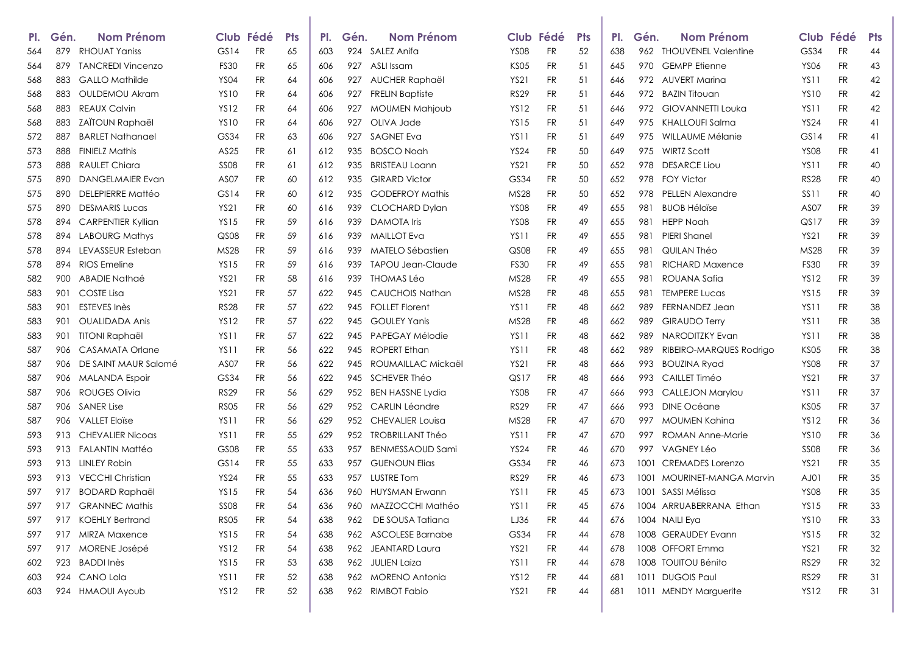| Pl. | Gén. | Nom Prénom | Club | Fédé | Pts |
|---|---|---|---|---|---|
| 564 | 879 | RHOUAT Yaniss | GS14 | FR | 65 |
| 564 | 879 | TANCREDI Vincenzo | FS30 | FR | 65 |
| 568 | 883 | GALLO Mathilde | YS04 | FR | 64 |
| 568 | 883 | OULDEMOU Akram | YS10 | FR | 64 |
| 568 | 883 | REAUX Calvin | YS12 | FR | 64 |
| 568 | 883 | ZAÏTOUN Raphaël | YS10 | FR | 64 |
| 572 | 887 | BARLET Nathanael | GS34 | FR | 63 |
| 573 | 888 | FINIELZ Mathis | AS25 | FR | 61 |
| 573 | 888 | RAULET Chiara | SS08 | FR | 61 |
| 575 | 890 | DANGELMAIER Evan | AS07 | FR | 60 |
| 575 | 890 | DELEPIERRE Mattéo | GS14 | FR | 60 |
| 575 | 890 | DESMARIS Lucas | YS21 | FR | 60 |
| 578 | 894 | CARPENTIER Kyllian | YS15 | FR | 59 |
| 578 | 894 | LABOURG Mathys | QS08 | FR | 59 |
| 578 | 894 | LEVASSEUR Esteban | MS28 | FR | 59 |
| 578 | 894 | RIOS Emeline | YS15 | FR | 59 |
| 582 | 900 | ABADIE Nathaé | YS21 | FR | 58 |
| 583 | 901 | COSTE Lisa | YS21 | FR | 57 |
| 583 | 901 | ESTEVES Inès | RS28 | FR | 57 |
| 583 | 901 | OUALIDADA Anis | YS12 | FR | 57 |
| 583 | 901 | TITONI Raphaël | YS11 | FR | 57 |
| 587 | 906 | CASAMATA Orlane | YS11 | FR | 56 |
| 587 | 906 | DE SAINT MAUR Salomé | AS07 | FR | 56 |
| 587 | 906 | MALANDA Espoir | GS34 | FR | 56 |
| 587 | 906 | ROUGES Olivia | RS29 | FR | 56 |
| 587 | 906 | SANER Lise | RS05 | FR | 56 |
| 587 | 906 | VALLET Eloïse | YS11 | FR | 56 |
| 593 | 913 | CHEVALIER Nicoas | YS11 | FR | 55 |
| 593 | 913 | FALANTIN Mattéo | GS08 | FR | 55 |
| 593 | 913 | LINLEY Robin | GS14 | FR | 55 |
| 593 | 913 | VECCHI Christian | YS24 | FR | 55 |
| 597 | 917 | BODARD Raphaël | YS15 | FR | 54 |
| 597 | 917 | GRANNEC Mathis | SS08 | FR | 54 |
| 597 | 917 | KOEHLY Bertrand | RS05 | FR | 54 |
| 597 | 917 | MIRZA Maxence | YS15 | FR | 54 |
| 597 | 917 | MORENE Josépé | YS12 | FR | 54 |
| 602 | 923 | BADDI Inès | YS15 | FR | 53 |
| 603 | 924 | CANO Lola | YS11 | FR | 52 |
| 603 | 924 | HMAOUI Ayoub | YS12 | FR | 52 |
| 603 | 924 | SALEZ Anifa | YS08 | FR | 52 |
| 606 | 927 | ASLI Issam | KS05 | FR | 51 |
| 606 | 927 | AUCHER Raphaël | YS21 | FR | 51 |
| 606 | 927 | FRELIN Baptiste | RS29 | FR | 51 |
| 606 | 927 | MOUMEN Mahjoub | YS12 | FR | 51 |
| 606 | 927 | OLIVA Jade | YS15 | FR | 51 |
| 606 | 927 | SAGNET Eva | YS11 | FR | 51 |
| 612 | 935 | BOSCO Noah | YS24 | FR | 50 |
| 612 | 935 | BRISTEAU Loann | YS21 | FR | 50 |
| 612 | 935 | GIRARD Victor | GS34 | FR | 50 |
| 612 | 935 | GODEFROY Mathis | MS28 | FR | 50 |
| 616 | 939 | CLOCHARD Dylan | YS08 | FR | 49 |
| 616 | 939 | DAMOTA Iris | YS08 | FR | 49 |
| 616 | 939 | MAILLOT Eva | YS11 | FR | 49 |
| 616 | 939 | MATELO Sébastien | QS08 | FR | 49 |
| 616 | 939 | TAPOU Jean-Claude | FS30 | FR | 49 |
| 616 | 939 | THOMAS Léo | MS28 | FR | 49 |
| 622 | 945 | CAUCHOIS Nathan | MS28 | FR | 48 |
| 622 | 945 | FOLLET Florent | YS11 | FR | 48 |
| 622 | 945 | GOULEY Yanis | MS28 | FR | 48 |
| 622 | 945 | PAPEGAY Mélodie | YS11 | FR | 48 |
| 622 | 945 | ROPERT Ethan | YS11 | FR | 48 |
| 622 | 945 | ROUMAILLAC Mickaël | YS21 | FR | 48 |
| 622 | 945 | SCHEVER Théo | QS17 | FR | 48 |
| 629 | 952 | BEN HASSNE Lydia | YS08 | FR | 47 |
| 629 | 952 | CARLIN Léandre | RS29 | FR | 47 |
| 629 | 952 | CHEVALIER Louisa | MS28 | FR | 47 |
| 629 | 952 | TROBRILLANT Théo | YS11 | FR | 47 |
| 633 | 957 | BENMESSAOUD Sami | YS24 | FR | 46 |
| 633 | 957 | GUENOUN Elias | GS34 | FR | 46 |
| 633 | 957 | LUSTRE Tom | RS29 | FR | 46 |
| 636 | 960 | HUYSMAN Erwann | YS11 | FR | 45 |
| 636 | 960 | MAZZOCCHI Mathéo | YS11 | FR | 45 |
| 638 | 962 | DE SOUSA Tatiana | LJ36 | FR | 44 |
| 638 | 962 | ASCOLESE Barnabe | GS34 | FR | 44 |
| 638 | 962 | JEANTARD Laura | YS21 | FR | 44 |
| 638 | 962 | JULIEN Laiza | YS11 | FR | 44 |
| 638 | 962 | MORENO Antonia | YS12 | FR | 44 |
| 638 | 962 | RIMBOT Fabio | YS21 | FR | 44 |
| 638 | 962 | THOUVENEL Valentine | GS34 | FR | 44 |
| 645 | 970 | GEMPP Etienne | YS06 | FR | 43 |
| 646 | 972 | AUVERT Marina | YS11 | FR | 42 |
| 646 | 972 | BAZIN Titouan | YS10 | FR | 42 |
| 646 | 972 | GIOVANNETTI Louka | YS11 | FR | 42 |
| 649 | 975 | KHALLOUFI Salma | YS24 | FR | 41 |
| 649 | 975 | WILLAUME Mélanie | GS14 | FR | 41 |
| 649 | 975 | WIRTZ Scott | YS08 | FR | 41 |
| 652 | 978 | DESARCE Liou | YS11 | FR | 40 |
| 652 | 978 | FOY Victor | RS28 | FR | 40 |
| 652 | 978 | PELLEN Alexandre | SS11 | FR | 40 |
| 655 | 981 | BUOB Héloïse | AS07 | FR | 39 |
| 655 | 981 | HEPP Noah | QS17 | FR | 39 |
| 655 | 981 | PIERI Shanel | YS21 | FR | 39 |
| 655 | 981 | QUILAN Théo | MS28 | FR | 39 |
| 655 | 981 | RICHARD Maxence | FS30 | FR | 39 |
| 655 | 981 | ROUANA Safia | YS12 | FR | 39 |
| 655 | 981 | TEMPERE Lucas | YS15 | FR | 39 |
| 662 | 989 | FERNANDEZ Jean | YS11 | FR | 38 |
| 662 | 989 | GIRAUDO Terry | YS11 | FR | 38 |
| 662 | 989 | NARODITZKY Evan | YS11 | FR | 38 |
| 662 | 989 | RIBEIRO-MARQUES Rodrigo | KS05 | FR | 38 |
| 666 | 993 | BOUZINA Ryad | YS08 | FR | 37 |
| 666 | 993 | CAILLET Timéo | YS21 | FR | 37 |
| 666 | 993 | CALLEJON Marylou | YS11 | FR | 37 |
| 666 | 993 | DINE Océane | KS05 | FR | 37 |
| 670 | 997 | MOUMEN Kahina | YS12 | FR | 36 |
| 670 | 997 | ROMAN Anne-Marie | YS10 | FR | 36 |
| 670 | 997 | VAGNEY Léo | SS08 | FR | 36 |
| 673 | 1001 | CREMADES Lorenzo | YS21 | FR | 35 |
| 673 | 1001 | MOURINET-MANGA Marvin | AJ01 | FR | 35 |
| 673 | 1001 | SASSI Mélissa | YS08 | FR | 35 |
| 676 | 1004 | ARRUABERRANA Ethan | YS15 | FR | 33 |
| 676 | 1004 | NAILI Eya | YS10 | FR | 33 |
| 678 | 1008 | GERAUDEY Evann | YS15 | FR | 32 |
| 678 | 1008 | OFFORT Emma | YS21 | FR | 32 |
| 678 | 1008 | TOUITOU Bénito | RS29 | FR | 32 |
| 681 | 1011 | DUGOIS Paul | RS29 | FR | 31 |
| 681 | 1011 | MENDY Marguerite | YS12 | FR | 31 |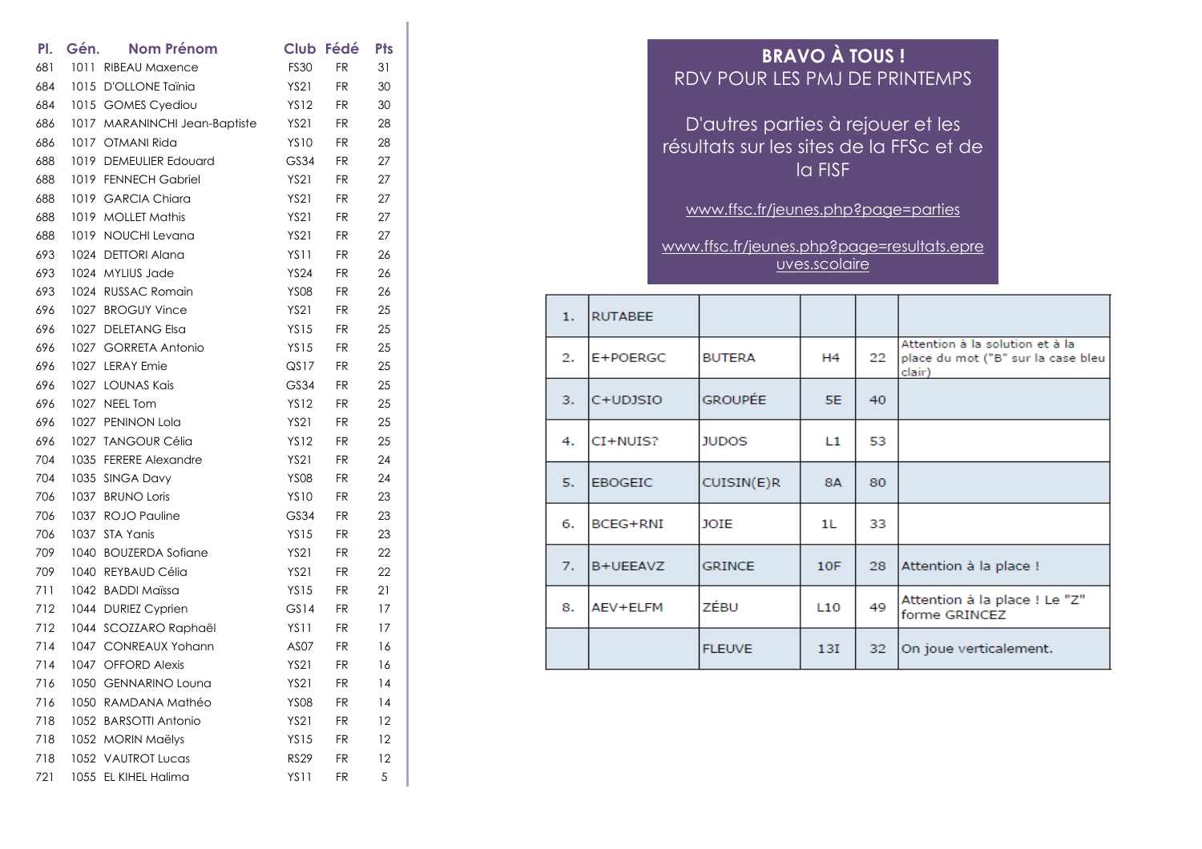| Pl. | Gén. | Nom Prénom | Club | Fédé | Pts |
|---|---|---|---|---|---|
| 681 | 1011 | RIBEAU Maxence | FS30 | FR | 31 |
| 684 | 1015 | D'OLLONE Taïnia | YS21 | FR | 30 |
| 684 | 1015 | GOMES Cyediou | YS12 | FR | 30 |
| 686 | 1017 | MARANINCHI Jean-Baptiste | YS21 | FR | 28 |
| 686 | 1017 | OTMANI Rida | YS10 | FR | 28 |
| 688 | 1019 | DEMEULIER Edouard | GS34 | FR | 27 |
| 688 | 1019 | FENNECH Gabriel | YS21 | FR | 27 |
| 688 | 1019 | GARCIA Chiara | YS21 | FR | 27 |
| 688 | 1019 | MOLLET Mathis | YS21 | FR | 27 |
| 688 | 1019 | NOUCHI Levana | YS21 | FR | 27 |
| 693 | 1024 | DETTORI Alana | YS11 | FR | 26 |
| 693 | 1024 | MYLIUS Jade | YS24 | FR | 26 |
| 693 | 1024 | RUSSAC Romain | YS08 | FR | 26 |
| 696 | 1027 | BROGUY Vince | YS21 | FR | 25 |
| 696 | 1027 | DELETANG Elsa | YS15 | FR | 25 |
| 696 | 1027 | GORRETA Antonio | YS15 | FR | 25 |
| 696 | 1027 | LERAY Emie | QS17 | FR | 25 |
| 696 | 1027 | LOUNAS Kais | GS34 | FR | 25 |
| 696 | 1027 | NEEL Tom | YS12 | FR | 25 |
| 696 | 1027 | PENINON Lola | YS21 | FR | 25 |
| 696 | 1027 | TANGOUR Célia | YS12 | FR | 25 |
| 704 | 1035 | FERERE Alexandre | YS21 | FR | 24 |
| 704 | 1035 | SINGA Davy | YS08 | FR | 24 |
| 706 | 1037 | BRUNO Loris | YS10 | FR | 23 |
| 706 | 1037 | ROJO Pauline | GS34 | FR | 23 |
| 706 | 1037 | STA Yanis | YS15 | FR | 23 |
| 709 | 1040 | BOUZERDA Sofiane | YS21 | FR | 22 |
| 709 | 1040 | REYBAUD Célia | YS21 | FR | 22 |
| 711 | 1042 | BADDI Maïssa | YS15 | FR | 21 |
| 712 | 1044 | DURIEZ Cyprien | GS14 | FR | 17 |
| 712 | 1044 | SCOZZARO Raphaël | YS11 | FR | 17 |
| 714 | 1047 | CONREAUX Yohann | AS07 | FR | 16 |
| 714 | 1047 | OFFORD Alexis | YS21 | FR | 16 |
| 716 | 1050 | GENNARINO Louna | YS21 | FR | 14 |
| 716 | 1050 | RAMDANA Mathéo | YS08 | FR | 14 |
| 718 | 1052 | BARSOTTI Antonio | YS21 | FR | 12 |
| 718 | 1052 | MORIN Maëlys | YS15 | FR | 12 |
| 718 | 1052 | VAUTROT Lucas | RS29 | FR | 12 |
| 721 | 1055 | EL KIHEL Halima | YS11 | FR | 5 |

**BRAVO À TOUS !**
RDV POUR LES PMJ DE PRINTEMPS

D'autres parties à rejouer et les résultats sur les sites de la FFSc et de la FISF

www.ffsc.fr/jeunes.php?page=parties

www.ffsc.fr/jeunes.php?page=resultats.epreuves.scolaire

| | | | | | |
|---|---|---|---|---|---|
| 1. | RUTABEE | | | | |
| 2. | E+POERGC | BUTERA | H4 | 22 | Attention à la solution et à la place du mot ("B" sur la case bleu clair) |
| 3. | C+UDJSIO | GROUPÉE | 5E | 40 | |
| 4. | CI+NUIS? | JUDOS | L1 | 53 | |
| 5. | EBOGEIC | CUISIN(E)R | 8A | 80 | |
| 6. | BCEG+RNI | JOIE | 1L | 33 | |
| 7. | B+UEEAVZ | GRINCE | 10F | 28 | Attention à la place ! |
| 8. | AEV+ELFM | ZÉBU | L10 | 49 | Attention à la place ! Le "Z" forme GRINCEZ |
| | | FLEUVE | 13I | 32 | On joue verticalement. |